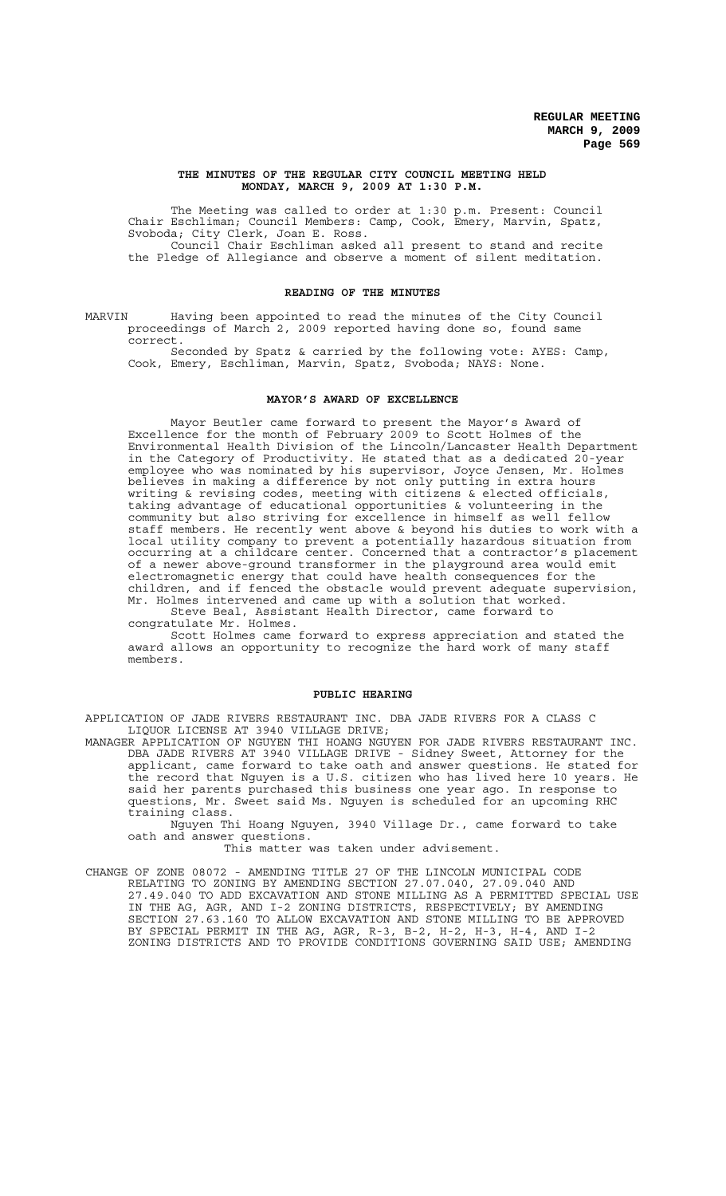# THE MINUTES OF THE REGULAR CITY COUNCIL MEETING HELD MONDAY, MARCH 9, 2009 AT 1:30 P.M.

The Meeting was called to order at 1:30 p.m. Present: Council Chair Eschliman; Council Members: Camp, Cook, Emery, Marvin, Spatz, Svoboda; City Clerk, Joan E. Ross.

Council Chair Eschliman asked all present to stand and recite the Pledge of Allegiance and observe a moment of silent meditation.

## READING OF THE MINUTES

MARVIN Having been appointed to read the minutes of the City Council proceedings of March 2, 2009 reported having done so, found same correct.

Seconded by Spatz & carried by the following vote: AYES: Camp, Cook, Emery, Eschliman, Marvin, Spatz, Svoboda; NAYS: None.

## MAYOR'S AWARD OF EXCELLENCE

Mayor Beutler came forward to present the Mayor's Award of Excellence for the month of February 2009 to Scott Holmes of the Environmental Health Division of the Lincoln/Lancaster Health Department in the Category of Productivity. He stated that as a dedicated 20-year employee who was nominated by his supervisor, Joyce Jensen, Mr. Holmes believes in making a difference by not only putting in extra hours writing & revising codes, meeting with citizens & elected officials, taking advantage of educational opportunities & volunteering in the community but also striving for excellence in himself as well fellow staff members. He recently went above & beyond his duties to work with a local utility company to prevent a potentially hazardous situation from occurring at a childcare center. Concerned that a contractor's placement of a newer above-ground transformer in the playground area would emit electromagnetic energy that could have health consequences for the children, and if fenced the obstacle would prevent adequate supervision, Mr. Holmes intervened and came up with a solution that worked.

Steve Beal, Assistant Health Director, came forward to congratulate Mr. Holmes.

Scott Holmes came forward to express appreciation and stated the award allows an opportunity to recognize the hard work of many staff members.

## PUBLIC HEARING

APPLICATION OF JADE RIVERS RESTAURANT INC. DBA JADE RIVERS FOR A CLASS C LIQUOR LICENSE AT 3940 VILLAGE DRIVE;

MANAGER APPLICATION OF NGUYEN THI HOANG NGUYEN FOR JADE RIVERS RESTAURANT INC. DBA JADE RIVERS AT 3940 VILLAGE DRIVE - Sidney Sweet, Attorney for the applicant, came forward to take oath and answer questions. He stated for the record that Nguyen is a U.S. citizen who has lived here 10 years. He said her parents purchased this business one year ago. In response to questions, Mr. Sweet said Ms. Nguyen is scheduled for an upcoming RHC training class.

Nguyen Thi Hoang Nguyen, 3940 Village Dr., came forward to take oath and answer questions.

This matter was taken under advisement.

CHANGE OF ZONE 08072 - AMENDING TITLE 27 OF THE LINCOLN MUNICIPAL CODE RELATING TO ZONING BY AMENDING SECTION 27.07.040, 27.09.040 AND 27.49.040 TO ADD EXCAVATION AND STONE MILLING AS A PERMITTED SPECIAL USE IN THE AG, AGR, AND I-2 ZONING DISTRICTS, RESPECTIVELY; BY AMENDING SECTION 27.63.160 TO ALLOW EXCAVATION AND STONE MILLING TO BE APPROVED BY SPECIAL PERMIT IN THE AG, AGR, R-3, B-2, H-2, H-3, H-4, AND I-2 ZONING DISTRICTS AND TO PROVIDE CONDITIONS GOVERNING SAID USE; AMENDING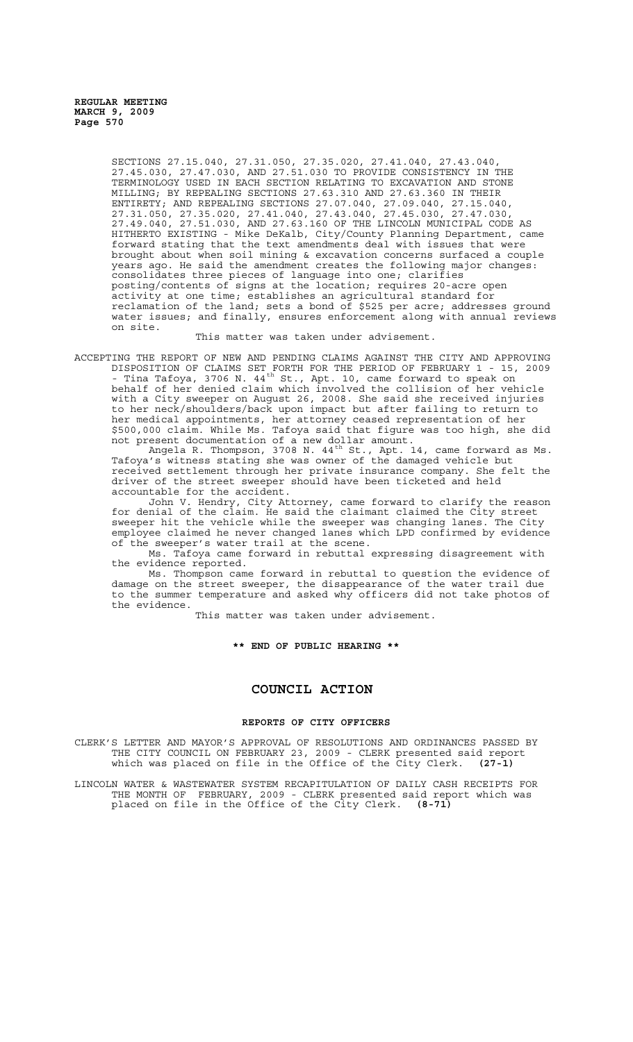SECTIONS 27.15.040, 27.31.050, 27.35.020, 27.41.040, 27.43.040, 27.45.030, 27.47.030, AND 27.51.030 TO PROVIDE CONSISTENCY IN THE TERMINOLOGY USED IN EACH SECTION RELATING TO EXCAVATION AND STONE MILLING; BY REPEALING SECTIONS 27.63.310 AND 27.63.360 IN THEIR ENTIRETY; AND REPEALING SECTIONS 27.07.040, 27.09.040, 27.15.040, 27.31.050, 27.35.020, 27.41.040, 27.43.040, 27.45.030, 27.47.030, 27.49.040, 27.51.030, AND 27.63.160 OF THE LINCOLN MUNICIPAL CODE AS HITHERTO EXISTING - Mike DeKalb, City/County Planning Department, came forward stating that the text amendments deal with issues that were brought about when soil mining & excavation concerns surfaced a couple years ago. He said the amendment creates the following major changes: consolidates three pieces of language into one; clarifies posting/contents of signs at the location; requires 20-acre open activity at one time; establishes an agricultural standard for reclamation of the land; sets a bond of $525 per acre; addresses ground water issues; and finally, ensures enforcement along with annual reviews on site.

This matter was taken under advisement.

ACCEPTING THE REPORT OF NEW AND PENDING CLAIMS AGAINST THE CITY AND APPROVING DISPOSITION OF CLAIMS SET FORTH FOR THE PERIOD OF FEBRUARY 1 - 15, 2009 - Tina Tafoya, 3706 N. 44th St., Apt. 10, came forward to speak on behalf of her denied claim which involved the collision of her vehicle with a City sweeper on August 26, 2008. She said she received injuries to her neck/shoulders/back upon impact but after failing to return to her medical appointments, her attorney ceased representation of her $500,000 claim. While Ms. Tafoya said that figure was too high, she did not present documentation of a new dollar amount.

Angela R. Thompson, 3708 N. 44th St., Apt. 14, came forward as Ms. Tafoya's witness stating she was owner of the damaged vehicle but received settlement through her private insurance company. She felt the driver of the street sweeper should have been ticketed and held accountable for the accident.

John V. Hendry, City Attorney, came forward to clarify the reason for denial of the claim. He said the claimant claimed the City street sweeper hit the vehicle while the sweeper was changing lanes. The City employee claimed he never changed lanes which LPD confirmed by evidence of the sweeper's water trail at the scene.

Ms. Tafoya came forward in rebuttal expressing disagreement with the evidence reported.

Ms. Thompson came forward in rebuttal to question the evidence of damage on the street sweeper, the disappearance of the water trail due to the summer temperature and asked why officers did not take photos of the evidence.

This matter was taken under advisement.

**\*\* END OF PUBLIC HEARING \*\***

# COUNCIL ACTION

## REPORTS OF CITY OFFICERS

CLERK'S LETTER AND MAYOR'S APPROVAL OF RESOLUTIONS AND ORDINANCES PASSED BY THE CITY COUNCIL ON FEBRUARY 23, 2009 - CLERK presented said report which was placed on file in the Office of the City Clerk. **(27-1)**

LINCOLN WATER & WASTEWATER SYSTEM RECAPITULATION OF DAILY CASH RECEIPTS FOR THE MONTH OF FEBRUARY, 2009 - CLERK presented said report which was placed on file in the Office of the City Clerk. **(8-71)**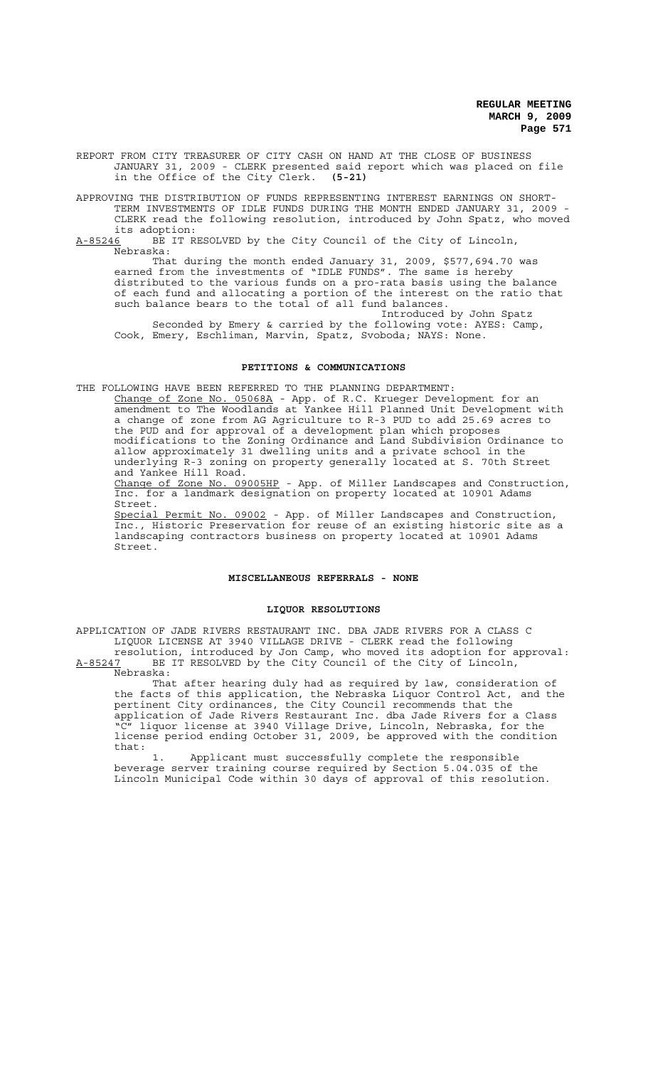REPORT FROM CITY TREASURER OF CITY CASH ON HAND AT THE CLOSE OF BUSINESS JANUARY 31, 2009 - CLERK presented said report which was placed on file in the Office of the City Clerk. **(5-21)**

APPROVING THE DISTRIBUTION OF FUNDS REPRESENTING INTEREST EARNINGS ON SHORT-TERM INVESTMENTS OF IDLE FUNDS DURING THE MONTH ENDED JANUARY 31, 2009 - CLERK read the following resolution, introduced by John Spatz, who moved its adoption:

A-85246 BE IT RESOLVED by the City Council of the City of Lincoln, Nebraska:

That during the month ended January 31, 2009, $577,694.70 was earned from the investments of "IDLE FUNDS". The same is hereby distributed to the various funds on a pro-rata basis using the balance of each fund and allocating a portion of the interest on the ratio that such balance bears to the total of all fund balances.

Introduced by John Spatz

Seconded by Emery & carried by the following vote: AYES: Camp, Cook, Emery, Eschliman, Marvin, Spatz, Svoboda; NAYS: None.

**PETITIONS & COMMUNICATIONS**

THE FOLLOWING HAVE BEEN REFERRED TO THE PLANNING DEPARTMENT:

Change of Zone No. 05068A - App. of R.C. Krueger Development for an amendment to The Woodlands at Yankee Hill Planned Unit Development with a change of zone from AG Agriculture to R-3 PUD to add 25.69 acres to the PUD and for approval of a development plan which proposes modifications to the Zoning Ordinance and Land Subdivision Ordinance to allow approximately 31 dwelling units and a private school in the underlying R-3 zoning on property generally located at S. 70th Street and Yankee Hill Road.

Change of Zone No. 09005HP - App. of Miller Landscapes and Construction, Inc. for a landmark designation on property located at 10901 Adams Street.

Special Permit No. 09002 - App. of Miller Landscapes and Construction, Inc., Historic Preservation for reuse of an existing historic site as a landscaping contractors business on property located at 10901 Adams Street.

**MISCELLANEOUS REFERRALS - NONE**

**LIQUOR RESOLUTIONS**

APPLICATION OF JADE RIVERS RESTAURANT INC. DBA JADE RIVERS FOR A CLASS C LIQUOR LICENSE AT 3940 VILLAGE DRIVE - CLERK read the following resolution, introduced by Jon Camp, who moved its adoption for approval:

A-85247 BE IT RESOLVED by the City Council of the City of Lincoln, Nebraska:

That after hearing duly had as required by law, consideration of the facts of this application, the Nebraska Liquor Control Act, and the pertinent City ordinances, the City Council recommends that the application of Jade Rivers Restaurant Inc. dba Jade Rivers for a Class "C" liquor license at 3940 Village Drive, Lincoln, Nebraska, for the license period ending October 31, 2009, be approved with the condition that:

1. Applicant must successfully complete the responsible beverage server training course required by Section 5.04.035 of the Lincoln Municipal Code within 30 days of approval of this resolution.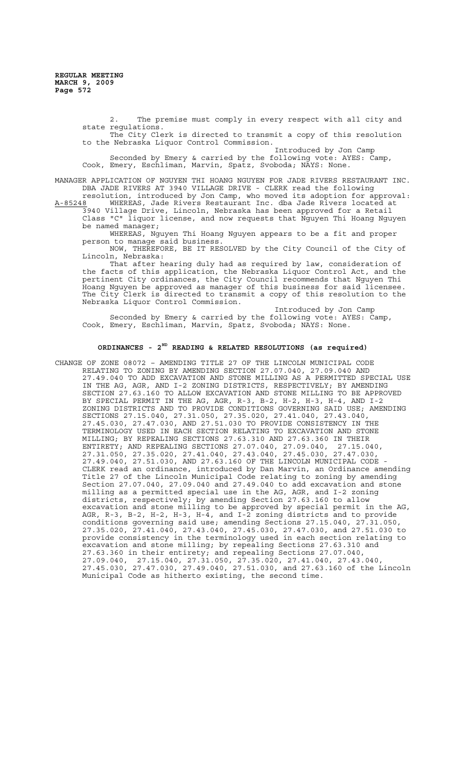2. The premise must comply in every respect with all city and state regulations.

The City Clerk is directed to transmit a copy of this resolution to the Nebraska Liquor Control Commission.

Introduced by Jon Camp

Seconded by Emery & carried by the following vote: AYES: Camp, Cook, Emery, Eschliman, Marvin, Spatz, Svoboda; NAYS: None.

MANAGER APPLICATION OF NGUYEN THI HOANG NGUYEN FOR JADE RIVERS RESTAURANT INC. DBA JADE RIVERS AT 3940 VILLAGE DRIVE - CLERK read the following resolution, introduced by Jon Camp, who moved its adoption for approval:

A-85248 WHEREAS, Jade Rivers Restaurant Inc. dba Jade Rivers located at 3940 Village Drive, Lincoln, Nebraska has been approved for a Retail Class "C" liquor license, and now requests that Nguyen Thi Hoang Nguyen be named manager;

WHEREAS, Nguyen Thi Hoang Nguyen appears to be a fit and proper person to manage said business.

NOW, THEREFORE, BE IT RESOLVED by the City Council of the City of Lincoln, Nebraska:

That after hearing duly had as required by law, consideration of the facts of this application, the Nebraska Liquor Control Act, and the pertinent City ordinances, the City Council recommends that Nguyen Thi Hoang Nguyen be approved as manager of this business for said licensee. The City Clerk is directed to transmit a copy of this resolution to the Nebraska Liquor Control Commission.

Introduced by Jon Camp

Seconded by Emery & carried by the following vote: AYES: Camp, Cook, Emery, Eschliman, Marvin, Spatz, Svoboda; NAYS: None.

## ORDINANCES - 2ND READING & RELATED RESOLUTIONS (as required)

CHANGE OF ZONE 08072 – AMENDING TITLE 27 OF THE LINCOLN MUNICIPAL CODE RELATING TO ZONING BY AMENDING SECTION 27.07.040, 27.09.040 AND 27.49.040 TO ADD EXCAVATION AND STONE MILLING AS A PERMITTED SPECIAL USE IN THE AG, AGR, AND I-2 ZONING DISTRICTS, RESPECTIVELY; BY AMENDING SECTION 27.63.160 TO ALLOW EXCAVATION AND STONE MILLING TO BE APPROVED BY SPECIAL PERMIT IN THE AG, AGR, R-3, B-2, H-2, H-3, H-4, AND I-2 ZONING DISTRICTS AND TO PROVIDE CONDITIONS GOVERNING SAID USE; AMENDING SECTIONS 27.15.040, 27.31.050, 27.35.020, 27.41.040, 27.43.040, 27.45.030, 27.47.030, AND 27.51.030 TO PROVIDE CONSISTENCY IN THE TERMINOLOGY USED IN EACH SECTION RELATING TO EXCAVATION AND STONE MILLING; BY REPEALING SECTIONS 27.63.310 AND 27.63.360 IN THEIR ENTIRETY; AND REPEALING SECTIONS 27.07.040, 27.09.040, 27.15.040, 27.31.050, 27.35.020, 27.41.040, 27.43.040, 27.45.030, 27.47.030, 27.49.040, 27.51.030, AND 27.63.160 OF THE LINCOLN MUNICIPAL CODE - CLERK read an ordinance, introduced by Dan Marvin, an Ordinance amending Title 27 of the Lincoln Municipal Code relating to zoning by amending Section 27.07.040, 27.09.040 and 27.49.040 to add excavation and stone milling as a permitted special use in the AG, AGR, and I-2 zoning districts, respectively; by amending Section 27.63.160 to allow excavation and stone milling to be approved by special permit in the AG, AGR, R-3, B-2, H-2, H-3, H-4, and I-2 zoning districts and to provide conditions governing said use; amending Sections 27.15.040, 27.31.050, 27.35.020, 27.41.040, 27.43.040, 27.45.030, 27.47.030, and 27.51.030 to provide consistency in the terminology used in each section relating to excavation and stone milling; by repealing Sections 27.63.310 and 27.63.360 in their entirety; and repealing Sections 27.07.040, 27.09.040, 27.15.040, 27.31.050, 27.35.020, 27.41.040, 27.43.040, 27.45.030, 27.47.030, 27.49.040, 27.51.030, and 27.63.160 of the Lincoln Municipal Code as hitherto existing, the second time.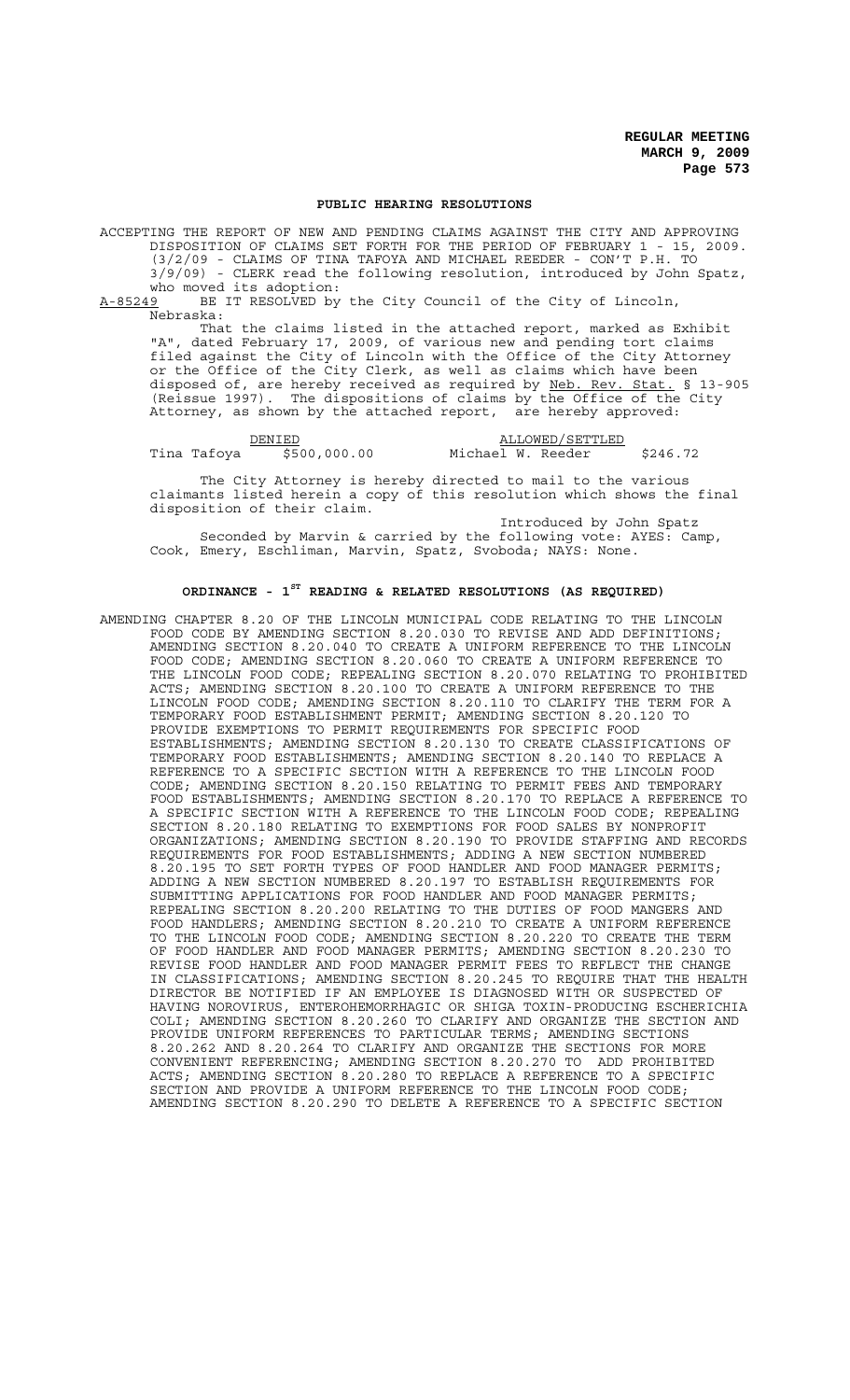## PUBLIC HEARING RESOLUTIONS

ACCEPTING THE REPORT OF NEW AND PENDING CLAIMS AGAINST THE CITY AND APPROVING DISPOSITION OF CLAIMS SET FORTH FOR THE PERIOD OF FEBRUARY 1 - 15, 2009. (3/2/09 - CLAIMS OF TINA TAFOYA AND MICHAEL REEDER - CON'T P.H. TO 3/9/09) - CLERK read the following resolution, introduced by John Spatz, who moved its adoption:

A-85249 BE IT RESOLVED by the City Council of the City of Lincoln, Nebraska:

That the claims listed in the attached report, marked as Exhibit "A", dated February 17, 2009, of various new and pending tort claims filed against the City of Lincoln with the Office of the City Attorney or the Office of the City Clerk, as well as claims which have been disposed of, are hereby received as required by Neb. Rev. Stat. § 13-905 (Reissue 1997). The dispositions of claims by the Office of the City Attorney, as shown by the attached report, are hereby approved:

| DENIED | | ALLOWED/SETTLED | |
|---|---|---|---|
| Tina Tafoya | $500,000.00 | Michael W. Reeder | $246.72 |

The City Attorney is hereby directed to mail to the various claimants listed herein a copy of this resolution which shows the final disposition of their claim.

Introduced by John Spatz

Seconded by Marvin & carried by the following vote: AYES: Camp, Cook, Emery, Eschliman, Marvin, Spatz, Svoboda; NAYS: None.

## ORDINANCE - 1ST READING & RELATED RESOLUTIONS (AS REQUIRED)

AMENDING CHAPTER 8.20 OF THE LINCOLN MUNICIPAL CODE RELATING TO THE LINCOLN FOOD CODE BY AMENDING SECTION 8.20.030 TO REVISE AND ADD DEFINITIONS; AMENDING SECTION 8.20.040 TO CREATE A UNIFORM REFERENCE TO THE LINCOLN FOOD CODE; AMENDING SECTION 8.20.060 TO CREATE A UNIFORM REFERENCE TO THE LINCOLN FOOD CODE; REPEALING SECTION 8.20.070 RELATING TO PROHIBITED ACTS; AMENDING SECTION 8.20.100 TO CREATE A UNIFORM REFERENCE TO THE LINCOLN FOOD CODE; AMENDING SECTION 8.20.110 TO CLARIFY THE TERM FOR A TEMPORARY FOOD ESTABLISHMENT PERMIT; AMENDING SECTION 8.20.120 TO PROVIDE EXEMPTIONS TO PERMIT REQUIREMENTS FOR SPECIFIC FOOD ESTABLISHMENTS; AMENDING SECTION 8.20.130 TO CREATE CLASSIFICATIONS OF TEMPORARY FOOD ESTABLISHMENTS; AMENDING SECTION 8.20.140 TO REPLACE A REFERENCE TO A SPECIFIC SECTION WITH A REFERENCE TO THE LINCOLN FOOD CODE; AMENDING SECTION 8.20.150 RELATING TO PERMIT FEES AND TEMPORARY FOOD ESTABLISHMENTS; AMENDING SECTION 8.20.170 TO REPLACE A REFERENCE TO A SPECIFIC SECTION WITH A REFERENCE TO THE LINCOLN FOOD CODE; REPEALING SECTION 8.20.180 RELATING TO EXEMPTIONS FOR FOOD SALES BY NONPROFIT ORGANIZATIONS; AMENDING SECTION 8.20.190 TO PROVIDE STAFFING AND RECORDS REQUIREMENTS FOR FOOD ESTABLISHMENTS; ADDING A NEW SECTION NUMBERED 8.20.195 TO SET FORTH TYPES OF FOOD HANDLER AND FOOD MANAGER PERMITS; ADDING A NEW SECTION NUMBERED 8.20.197 TO ESTABLISH REQUIREMENTS FOR SUBMITTING APPLICATIONS FOR FOOD HANDLER AND FOOD MANAGER PERMITS; REPEALING SECTION 8.20.200 RELATING TO THE DUTIES OF FOOD MANGERS AND FOOD HANDLERS; AMENDING SECTION 8.20.210 TO CREATE A UNIFORM REFERENCE TO THE LINCOLN FOOD CODE; AMENDING SECTION 8.20.220 TO CREATE THE TERM OF FOOD HANDLER AND FOOD MANAGER PERMITS; AMENDING SECTION 8.20.230 TO REVISE FOOD HANDLER AND FOOD MANAGER PERMIT FEES TO REFLECT THE CHANGE IN CLASSIFICATIONS; AMENDING SECTION 8.20.245 TO REQUIRE THAT THE HEALTH DIRECTOR BE NOTIFIED IF AN EMPLOYEE IS DIAGNOSED WITH OR SUSPECTED OF HAVING NOROVIRUS, ENTEROHEMORRHAGIC OR SHIGA TOXIN-PRODUCING ESCHERICHIA COLI; AMENDING SECTION 8.20.260 TO CLARIFY AND ORGANIZE THE SECTION AND PROVIDE UNIFORM REFERENCES TO PARTICULAR TERMS; AMENDING SECTIONS 8.20.262 AND 8.20.264 TO CLARIFY AND ORGANIZE THE SECTIONS FOR MORE CONVENIENT REFERENCING; AMENDING SECTION 8.20.270 TO ADD PROHIBITED ACTS; AMENDING SECTION 8.20.280 TO REPLACE A REFERENCE TO A SPECIFIC SECTION AND PROVIDE A UNIFORM REFERENCE TO THE LINCOLN FOOD CODE; AMENDING SECTION 8.20.290 TO DELETE A REFERENCE TO A SPECIFIC SECTION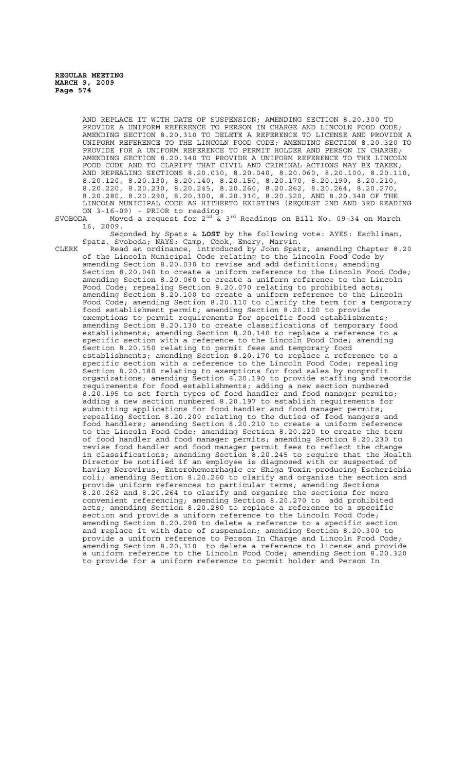AND REPLACE IT WITH DATE OF SUSPENSION; AMENDING SECTION 8.20.300 TO PROVIDE A UNIFORM REFERENCE TO PERSON IN CHARGE AND LINCOLN FOOD CODE; AMENDING SECTION 8.20.310 TO DELETE A REFERENCE TO LICENSE AND PROVIDE A UNIFORM REFERENCE TO THE LINCOLN FOOD CODE; AMENDING SECTION 8.20.320 TO PROVIDE FOR A UNIFORM REFERENCE TO PERMIT HOLDER AND PERSON IN CHARGE; AMENDING SECTION 8.20.340 TO PROVIDE A UNIFORM REFERENCE TO THE LINCOLN FOOD CODE AND TO CLARIFY THAT CIVIL AND CRIMINAL ACTIONS MAY BE TAKEN; AND REPEALING SECTIONS 8.20.030, 8.20.040, 8.20.060, 8.20.100, 8.20.110, 8.20.120, 8.20.130, 8.20.140, 8.20.150, 8.20.170, 8.20.190, 8.20.210, 8.20.220, 8.20.230, 8.20.245, 8.20.260, 8.20.262, 8.20.264, 8.20.270, 8.20.280, 8.20.290, 8.20.300, 8.20.310, 8.20.320, AND 8.20.340 OF THE LINCOLN MUNICIPAL CODE AS HITHERTO EXISTING (REQUEST 2ND AND 3RD READING ON 3-16-09) - PRIOR to reading:

SVOBODA Moved a request for 2nd & 3rd Readings on Bill No. 09-34 on March 16, 2009.

Seconded by Spatz & **LOST** by the following vote: AYES: Eschliman, Spatz, Svoboda; NAYS: Camp, Cook, Emery, Marvin.

CLERK Read an ordinance, introduced by John Spatz, amending Chapter 8.20 of the Lincoln Municipal Code relating to the Lincoln Food Code by amending Section 8.20.030 to revise and add definitions; amending Section 8.20.040 to create a uniform reference to the Lincoln Food Code; amending Section 8.20.060 to create a uniform reference to the Lincoln Food Code; repealing Section 8.20.070 relating to prohibited acts; amending Section 8.20.100 to create a uniform reference to the Lincoln Food Code; amending Section 8.20.110 to clarify the term for a temporary food establishment permit; amending Section 8.20.120 to provide exemptions to permit requirements for specific food establishments; amending Section 8.20.130 to create classifications of temporary food establishments; amending Section 8.20.140 to replace a reference to a specific section with a reference to the Lincoln Food Code; amending Section 8.20.150 relating to permit fees and temporary food establishments; amending Section 8.20.170 to replace a reference to a specific section with a reference to the Lincoln Food Code; repealing Section 8.20.180 relating to exemptions for food sales by nonprofit organizations; amending Section 8.20.190 to provide staffing and records requirements for food establishments; adding a new section numbered 8.20.195 to set forth types of food handler and food manager permits; adding a new section numbered 8.20.197 to establish requirements for submitting applications for food handler and food manager permits; repealing Section 8.20.200 relating to the duties of food mangers and food handlers; amending Section 8.20.210 to create a uniform reference to the Lincoln Food Code; amending Section 8.20.220 to create the term of food handler and food manager permits; amending Section 8.20.230 to revise food handler and food manager permit fees to reflect the change in classifications; amending Section 8.20.245 to require that the Health Director be notified if an employee is diagnosed with or suspected of having Norovirus, Enterohemorrhagic or Shiga Toxin-producing Escherichia coli; amending Section 8.20.260 to clarify and organize the section and provide uniform references to particular terms; amending Sections 8.20.262 and 8.20.264 to clarify and organize the sections for more convenient referencing; amending Section 8.20.270 to add prohibited acts; amending Section 8.20.280 to replace a reference to a specific section and provide a uniform reference to the Lincoln Food Code; amending Section 8.20.290 to delete a reference to a specific section and replace it with date of suspension; amending Section 8.20.300 to provide a uniform reference to Person In Charge and Lincoln Food Code; amending Section 8.20.310 to delete a reference to license and provide a uniform reference to the Lincoln Food Code; amending Section 8.20.320 to provide for a uniform reference to permit holder and Person In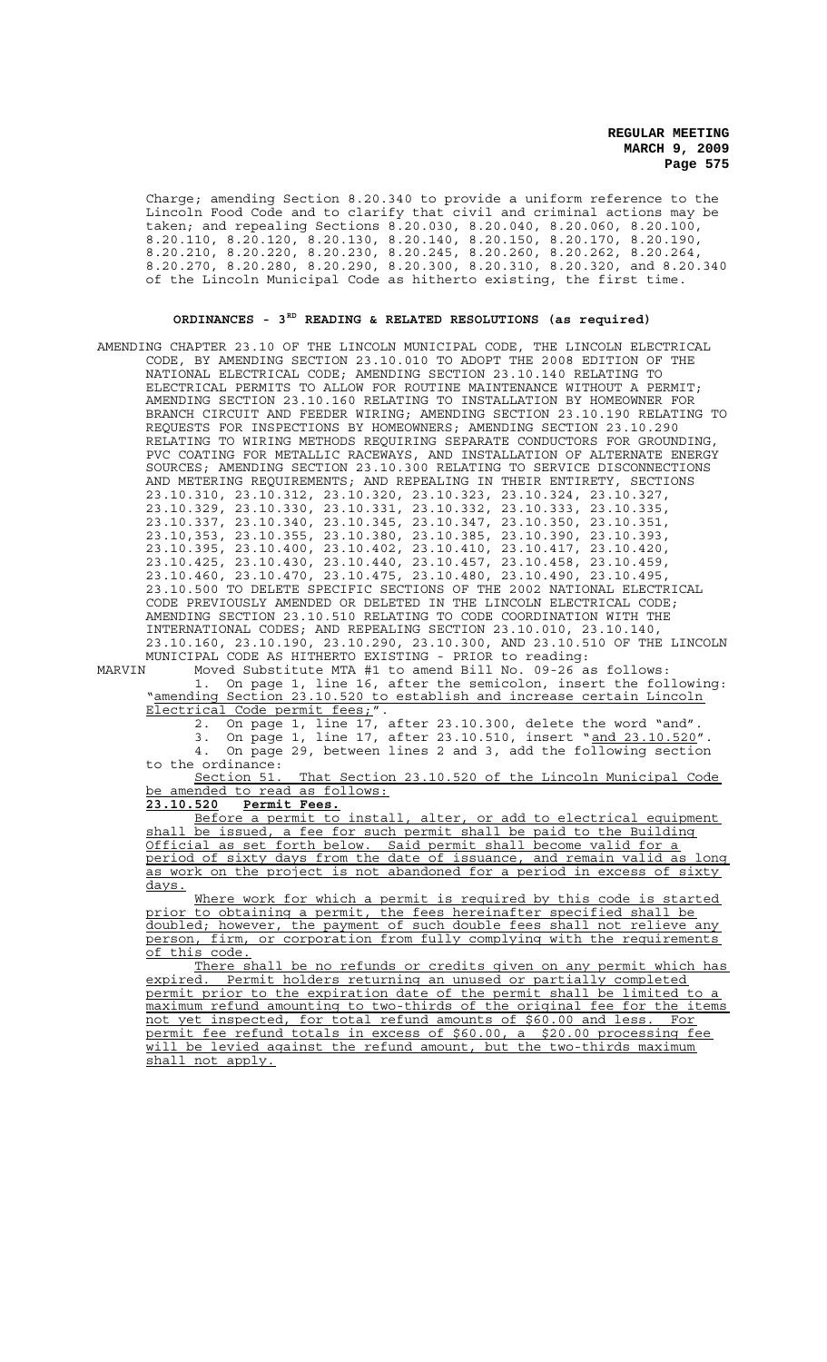Charge; amending Section 8.20.340 to provide a uniform reference to the Lincoln Food Code and to clarify that civil and criminal actions may be taken; and repealing Sections 8.20.030, 8.20.040, 8.20.060, 8.20.100, 8.20.110, 8.20.120, 8.20.130, 8.20.140, 8.20.150, 8.20.170, 8.20.190, 8.20.210, 8.20.220, 8.20.230, 8.20.245, 8.20.260, 8.20.262, 8.20.264, 8.20.270, 8.20.280, 8.20.290, 8.20.300, 8.20.310, 8.20.320, and 8.20.340 of the Lincoln Municipal Code as hitherto existing, the first time.

## ORDINANCES - 3RD READING & RELATED RESOLUTIONS (as required)

AMENDING CHAPTER 23.10 OF THE LINCOLN MUNICIPAL CODE, THE LINCOLN ELECTRICAL CODE, BY AMENDING SECTION 23.10.010 TO ADOPT THE 2008 EDITION OF THE NATIONAL ELECTRICAL CODE; AMENDING SECTION 23.10.140 RELATING TO ELECTRICAL PERMITS TO ALLOW FOR ROUTINE MAINTENANCE WITHOUT A PERMIT; AMENDING SECTION 23.10.160 RELATING TO INSTALLATION BY HOMEOWNER FOR BRANCH CIRCUIT AND FEEDER WIRING; AMENDING SECTION 23.10.190 RELATING TO REQUESTS FOR INSPECTIONS BY HOMEOWNERS; AMENDING SECTION 23.10.290 RELATING TO WIRING METHODS REQUIRING SEPARATE CONDUCTORS FOR GROUNDING, PVC COATING FOR METALLIC RACEWAYS, AND INSTALLATION OF ALTERNATE ENERGY SOURCES; AMENDING SECTION 23.10.300 RELATING TO SERVICE DISCONNECTIONS AND METERING REQUIREMENTS; AND REPEALING IN THEIR ENTIRETY, SECTIONS 23.10.310, 23.10.312, 23.10.320, 23.10.323, 23.10.324, 23.10.327, 23.10.329, 23.10.330, 23.10.331, 23.10.332, 23.10.333, 23.10.335, 23.10.337, 23.10.340, 23.10.345, 23.10.347, 23.10.350, 23.10.351, 23.10,353, 23.10.355, 23.10.380, 23.10.385, 23.10.390, 23.10.393, 23.10.395, 23.10.400, 23.10.402, 23.10.410, 23.10.417, 23.10.420, 23.10.425, 23.10.430, 23.10.440, 23.10.457, 23.10.458, 23.10.459, 23.10.460, 23.10.470, 23.10.475, 23.10.480, 23.10.490, 23.10.495, 23.10.500 TO DELETE SPECIFIC SECTIONS OF THE 2002 NATIONAL ELECTRICAL CODE PREVIOUSLY AMENDED OR DELETED IN THE LINCOLN ELECTRICAL CODE; AMENDING SECTION 23.10.510 RELATING TO CODE COORDINATION WITH THE INTERNATIONAL CODES; AND REPEALING SECTION 23.10.010, 23.10.140, 23.10.160, 23.10.190, 23.10.290, 23.10.300, AND 23.10.510 OF THE LINCOLN MUNICIPAL CODE AS HITHERTO EXISTING - PRIOR to reading:

MARVIN Moved Substitute MTA #1 to amend Bill No. 09-26 as follows:

1. On page 1, line 16, after the semicolon, insert the following: "amending Section 23.10.520 to establish and increase certain Lincoln Electrical Code permit fees;".
2. On page 1, line 17, after 23.10.300, delete the word "and".
3. On page 1, line 17, after 23.10.510, insert "and 23.10.520".
4. On page 29, between lines 2 and 3, add the following section to the ordinance:

Section 51. That Section 23.10.520 of the Lincoln Municipal Code be amended to read as follows:

**23.10.520 Permit Fees.**

Before a permit to install, alter, or add to electrical equipment shall be issued, a fee for such permit shall be paid to the Building Official as set forth below. Said permit shall become valid for a period of sixty days from the date of issuance, and remain valid as long as work on the project is not abandoned for a period in excess of sixty days.

Where work for which a permit is required by this code is started prior to obtaining a permit, the fees hereinafter specified shall be doubled; however, the payment of such double fees shall not relieve any person, firm, or corporation from fully complying with the requirements of this code.

There shall be no refunds or credits given on any permit which has expired. Permit holders returning an unused or partially completed permit prior to the expiration date of the permit shall be limited to a maximum refund amounting to two-thirds of the original fee for the items not yet inspected, for total refund amounts of $60.00 and less. For permit fee refund totals in excess of $60.00, a $20.00 processing fee will be levied against the refund amount, but the two-thirds maximum shall not apply.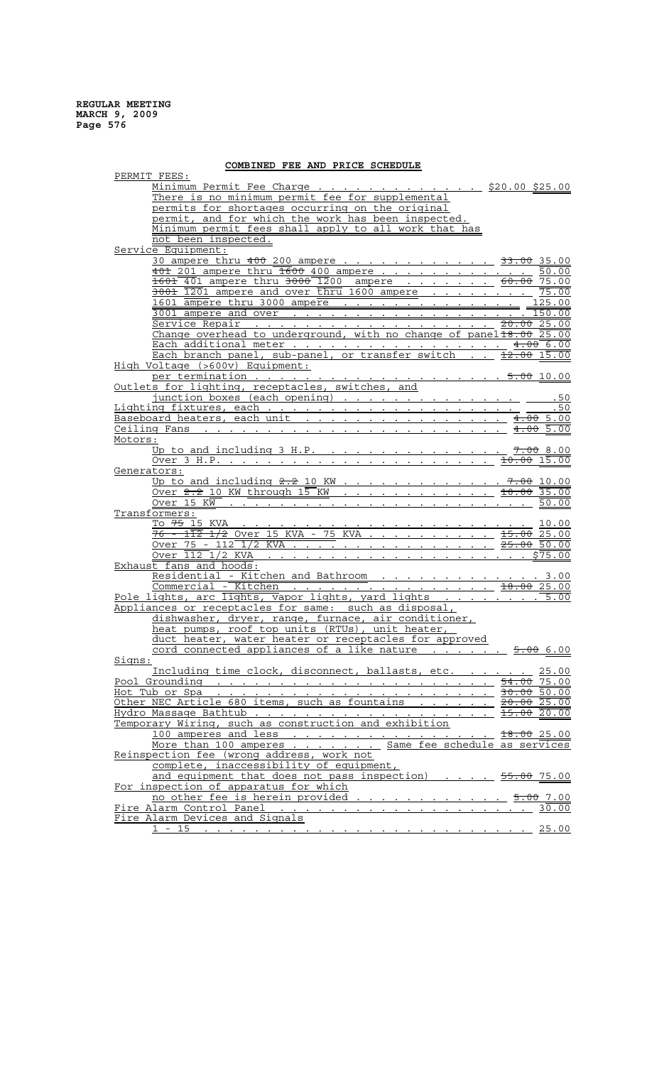**COMBINED FEE AND PRICE SCHEDULE**

PERMIT FEES:

Minimum Permit Fee Charge . . . . . . . . . . . . . . ~~$20.00~~ $25.00

There is no minimum permit fee for supplemental permits for shortages occurring on the original permit, and for which the work has been inspected. Minimum permit fees shall apply to all work that has not been inspected.

Service Equipment:

- 30 ampere thru ~~400~~ 200 ampere . . . . . . . . . . . . . ~~33.00~~ 35.00
- ~~401~~ 201 ampere thru ~~1600~~ 400 ampere . . . . . . . . . . . . . 50.00
- ~~1601~~ 401 ampere thru ~~3000~~ 1200 ampere . . . . . . . ~~60.00~~ 75.00
- ~~3001~~ 1201 ampere and over thru 1600 ampere . . . . . . . . 75.00
- 1601 ampere thru 3000 ampere . . . . . . . . . . . . . . . 125.00
- 3001 ampere and over . . . . . . . . . . . . . . . . . . 150.00
- Service Repair . . . . . . . . . . . . . . . . . . . ~~20.00~~ 25.00
- Change overhead to underground, with no change of panel ~~18.00~~ 25.00
- Each additional meter . . . . . . . . . . . . . . . . ~~4.00~~ 6.00
- Each branch panel, sub-panel, or transfer switch . . ~~12.00~~ 15.00

High Voltage (>600v) Equipment:

- per termination . . . . . . . . . . . . . . . . . . . ~~5.00~~ 10.00

Outlets for lighting, receptacles, switches, and junction boxes (each opening) . . . . . . . . . . . . . . .50

Lighting fixtures, each . . . . . . . . . . . . . . . . . . .50

Baseboard heaters, each unit . . . . . . . . . . . . . . . ~~4.00~~ 5.00

Ceiling Fans . . . . . . . . . . . . . . . . . . . . . . ~~4.00~~ 5.00

Motors:

- Up to and including 3 H.P. . . . . . . . . . . . . . . ~~7.00~~ 8.00
- Over 3 H.P. . . . . . . . . . . . . . . . . . . . . ~~10.00~~ 15.00

Generators:

- Up to and including ~~2.2~~ 10 KW . . . . . . . . . . . . ~~7.00~~ 10.00
- Over ~~2.2~~ 10 KW through 15 KW . . . . . . . . . . . . ~~10.00~~ 35.00
- Over 15 KW . . . . . . . . . . . . . . . . . . . . . . . 50.00

Transformers:

- To ~~75~~ 15 KVA . . . . . . . . . . . . . . . . . . . . . . 10.00
- ~~76 - 112 1/2~~ Over 15 KVA - 75 KVA . . . . . . . . . . ~~15.00~~ 25.00
- Over 75 - 112 1/2 KVA . . . . . . . . . . . . . . . . ~~25.00~~ 50.00
- Over 112 1/2 KVA . . . . . . . . . . . . . . . . . . . . $75.00

Exhaust fans and hoods:

- Residential - Kitchen and Bathroom . . . . . . . . . . . . . 3.00
- Commercial - Kitchen . . . . . . . . . . . . . . . . . ~~18.00~~ 25.00

Pole lights, arc lights, vapor lights, yard lights . . . . . . . . 5.00

Appliances or receptacles for same: such as disposal, dishwasher, dryer, range, furnace, air conditioner, heat pumps, roof top units (RTUs), unit heater, duct heater, water heater or receptacles for approved cord connected appliances of a like nature . . . . . . ~~5.00~~ 6.00

Signs:

- Including time clock, disconnect, ballasts, etc. . . . . . . 25.00

Pool Grounding . . . . . . . . . . . . . . . . . . . . . . ~~54.00~~ 75.00

Hot Tub or Spa . . . . . . . . . . . . . . . . . . . . . . ~~30.00~~ 50.00

Other NEC Article 680 items, such as fountains . . . . . . ~~20.00~~ 25.00

Hydro Massage Bathtub . . . . . . . . . . . . . . . . . . . ~~15.00~~ 20.00

Temporary Wiring, such as construction and exhibition

- 100 amperes and less . . . . . . . . . . . . . . . . . ~~18.00~~ 25.00
- More than 100 amperes . . . . . . . . Same fee schedule as services

Reinspection fee (wrong address, work not complete, inaccessibility of equipment, and equipment that does not pass inspection) . . . . . ~~55.00~~ 75.00

For inspection of apparatus for which no other fee is herein provided . . . . . . . . . . . . ~~5.00~~ 7.00

Fire Alarm Control Panel . . . . . . . . . . . . . . . . . . . 30.00

Fire Alarm Devices and Signals

- 1 - 15 . . . . . . . . . . . . . . . . . . . . . . . . . . 25.00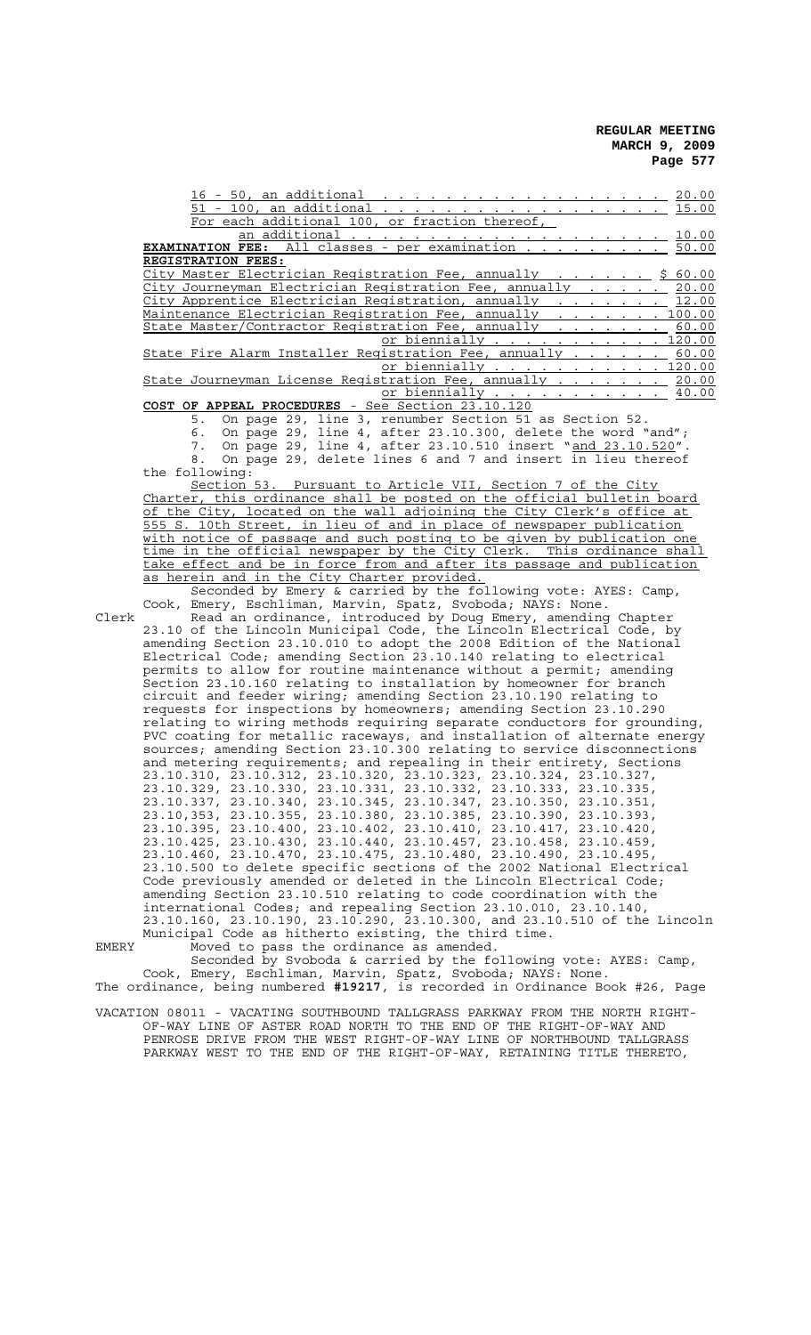16 - 50, an additional . . . . . . . . . . . . . . . . . 20.00
51 - 100, an additional . . . . . . . . . . . . . . . . . 15.00
For each additional 100, or fraction thereof,
an additional . . . . . . . . . . . . . . . . . . 10.00

**EXAMINATION FEE:** All classes - per examination . . . . . . . . . 50.00

**REGISTRATION FEES:**

City Master Electrician Registration Fee, annually . . . . . . $ 60.00
City Journeyman Electrician Registration Fee, annually . . . . . 20.00
City Apprentice Electrician Registration, annually . . . . . . . 12.00
Maintenance Electrician Registration Fee, annually . . . . . . . 100.00
State Master/Contractor Registration Fee, annually . . . . . . . 60.00
or biennially . . . . . . . . . . . 120.00
State Fire Alarm Installer Registration Fee, annually . . . . . . 60.00
or biennially . . . . . . . . . . . 120.00
State Journeyman License Registration Fee, annually . . . . . . . 20.00
or biennially . . . . . . . . . . 40.00

**COST OF APPEAL PROCEDURES** - See Section 23.10.120

5. On page 29, line 3, renumber Section 51 as Section 52.
6. On page 29, line 4, after 23.10.300, delete the word "and";
7. On page 29, line 4, after 23.10.510 insert "and 23.10.520".
8. On page 29, delete lines 6 and 7 and insert in lieu thereof the following:

Section 53. Pursuant to Article VII, Section 7 of the City Charter, this ordinance shall be posted on the official bulletin board of the City, located on the wall adjoining the City Clerk's office at 555 S. 10th Street, in lieu of and in place of newspaper publication with notice of passage and such posting to be given by publication one time in the official newspaper by the City Clerk. This ordinance shall take effect and be in force from and after its passage and publication as herein and in the City Charter provided.

Seconded by Emery & carried by the following vote: AYES: Camp, Cook, Emery, Eschliman, Marvin, Spatz, Svoboda; NAYS: None.

Clerk Read an ordinance, introduced by Doug Emery, amending Chapter 23.10 of the Lincoln Municipal Code, the Lincoln Electrical Code, by amending Section 23.10.010 to adopt the 2008 Edition of the National Electrical Code; amending Section 23.10.140 relating to electrical permits to allow for routine maintenance without a permit; amending Section 23.10.160 relating to installation by homeowner for branch circuit and feeder wiring; amending Section 23.10.190 relating to requests for inspections by homeowners; amending Section 23.10.290 relating to wiring methods requiring separate conductors for grounding, PVC coating for metallic raceways, and installation of alternate energy sources; amending Section 23.10.300 relating to service disconnections and metering requirements; and repealing in their entirety, Sections 23.10.310, 23.10.312, 23.10.320, 23.10.323, 23.10.324, 23.10.327, 23.10.329, 23.10.330, 23.10.331, 23.10.332, 23.10.333, 23.10.335, 23.10.337, 23.10.340, 23.10.345, 23.10.347, 23.10.350, 23.10.351, 23.10,353, 23.10.355, 23.10.380, 23.10.385, 23.10.390, 23.10.393, 23.10.395, 23.10.400, 23.10.402, 23.10.410, 23.10.417, 23.10.420, 23.10.425, 23.10.430, 23.10.440, 23.10.457, 23.10.458, 23.10.459, 23.10.460, 23.10.470, 23.10.475, 23.10.480, 23.10.490, 23.10.495, 23.10.500 to delete specific sections of the 2002 National Electrical Code previously amended or deleted in the Lincoln Electrical Code; amending Section 23.10.510 relating to code coordination with the international Codes; and repealing Section 23.10.010, 23.10.140, 23.10.160, 23.10.190, 23.10.290, 23.10.300, and 23.10.510 of the Lincoln Municipal Code as hitherto existing, the third time.

EMERY Moved to pass the ordinance as amended.

Seconded by Svoboda & carried by the following vote: AYES: Camp, Cook, Emery, Eschliman, Marvin, Spatz, Svoboda; NAYS: None.

The ordinance, being numbered **#19217**, is recorded in Ordinance Book #26, Page

VACATION 08011 - VACATING SOUTHBOUND TALLGRASS PARKWAY FROM THE NORTH RIGHT-OF-WAY LINE OF ASTER ROAD NORTH TO THE END OF THE RIGHT-OF-WAY AND PENROSE DRIVE FROM THE WEST RIGHT-OF-WAY LINE OF NORTHBOUND TALLGRASS PARKWAY WEST TO THE END OF THE RIGHT-OF-WAY, RETAINING TITLE THERETO,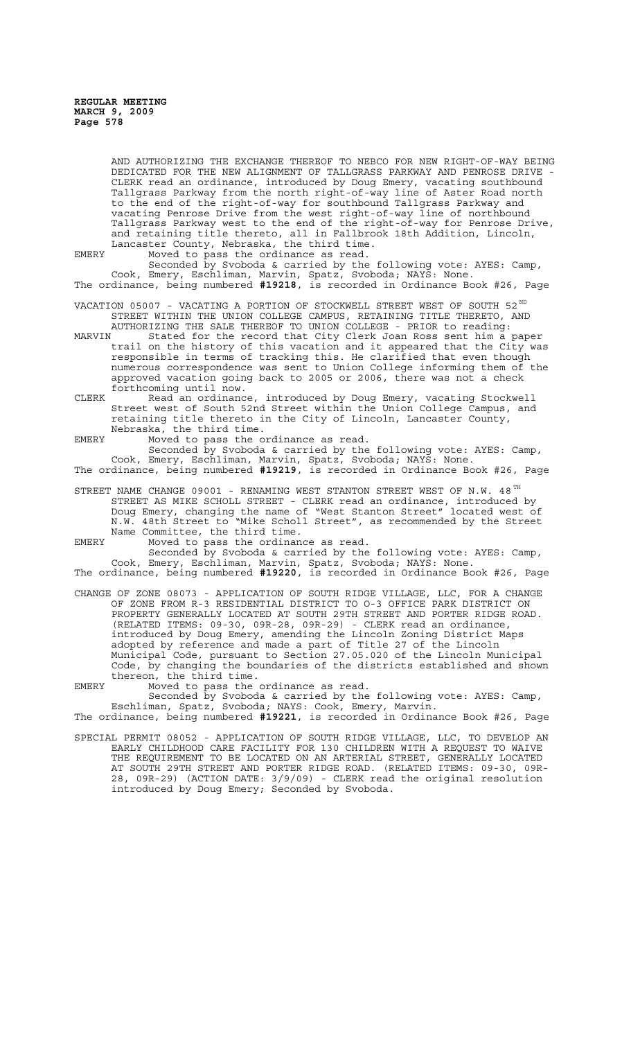AND AUTHORIZING THE EXCHANGE THEREOF TO NEBCO FOR NEW RIGHT-OF-WAY BEING DEDICATED FOR THE NEW ALIGNMENT OF TALLGRASS PARKWAY AND PENROSE DRIVE - CLERK read an ordinance, introduced by Doug Emery, vacating southbound Tallgrass Parkway from the north right-of-way line of Aster Road north to the end of the right-of-way for southbound Tallgrass Parkway and vacating Penrose Drive from the west right-of-way line of northbound Tallgrass Parkway west to the end of the right-of-way for Penrose Drive, and retaining title thereto, all in Fallbrook 18th Addition, Lincoln, Lancaster County, Nebraska, the third time.

EMERY Moved to pass the ordinance as read.
Seconded by Svoboda & carried by the following vote: AYES: Camp, Cook, Emery, Eschliman, Marvin, Spatz, Svoboda; NAYS: None.

The ordinance, being numbered **#19218**, is recorded in Ordinance Book #26, Page

VACATION 05007 - VACATING A PORTION OF STOCKWELL STREET WEST OF SOUTH 52ND STREET WITHIN THE UNION COLLEGE CAMPUS, RETAINING TITLE THERETO, AND AUTHORIZING THE SALE THEREOF TO UNION COLLEGE - PRIOR to reading:

MARVIN Stated for the record that City Clerk Joan Ross sent him a paper trail on the history of this vacation and it appeared that the City was responsible in terms of tracking this. He clarified that even though numerous correspondence was sent to Union College informing them of the approved vacation going back to 2005 or 2006, there was not a check forthcoming until now.

CLERK Read an ordinance, introduced by Doug Emery, vacating Stockwell Street west of South 52nd Street within the Union College Campus, and retaining title thereto in the City of Lincoln, Lancaster County, Nebraska, the third time.

EMERY Moved to pass the ordinance as read.
Seconded by Svoboda & carried by the following vote: AYES: Camp, Cook, Emery, Eschliman, Marvin, Spatz, Svoboda; NAYS: None.

The ordinance, being numbered **#19219**, is recorded in Ordinance Book #26, Page

STREET NAME CHANGE 09001 - RENAMING WEST STANTON STREET WEST OF N.W. 48TH STREET AS MIKE SCHOLL STREET - CLERK read an ordinance, introduced by Doug Emery, changing the name of "West Stanton Street" located west of N.W. 48th Street to "Mike Scholl Street", as recommended by the Street Name Committee, the third time.

EMERY Moved to pass the ordinance as read.
Seconded by Svoboda & carried by the following vote: AYES: Camp, Cook, Emery, Eschliman, Marvin, Spatz, Svoboda; NAYS: None.

The ordinance, being numbered **#19220**, is recorded in Ordinance Book #26, Page

CHANGE OF ZONE 08073 - APPLICATION OF SOUTH RIDGE VILLAGE, LLC, FOR A CHANGE OF ZONE FROM R-3 RESIDENTIAL DISTRICT TO O-3 OFFICE PARK DISTRICT ON PROPERTY GENERALLY LOCATED AT SOUTH 29TH STREET AND PORTER RIDGE ROAD. (RELATED ITEMS: 09-30, 09R-28, 09R-29) - CLERK read an ordinance, introduced by Doug Emery, amending the Lincoln Zoning District Maps adopted by reference and made a part of Title 27 of the Lincoln Municipal Code, pursuant to Section 27.05.020 of the Lincoln Municipal Code, by changing the boundaries of the districts established and shown thereon, the third time.

EMERY Moved to pass the ordinance as read.
Seconded by Svoboda & carried by the following vote: AYES: Camp, Eschliman, Spatz, Svoboda; NAYS: Cook, Emery, Marvin.

The ordinance, being numbered **#19221**, is recorded in Ordinance Book #26, Page

SPECIAL PERMIT 08052 - APPLICATION OF SOUTH RIDGE VILLAGE, LLC, TO DEVELOP AN EARLY CHILDHOOD CARE FACILITY FOR 130 CHILDREN WITH A REQUEST TO WAIVE THE REQUIREMENT TO BE LOCATED ON AN ARTERIAL STREET, GENERALLY LOCATED AT SOUTH 29TH STREET AND PORTER RIDGE ROAD. (RELATED ITEMS: 09-30, 09R-28, 09R-29) (ACTION DATE: 3/9/09) - CLERK read the original resolution introduced by Doug Emery; Seconded by Svoboda.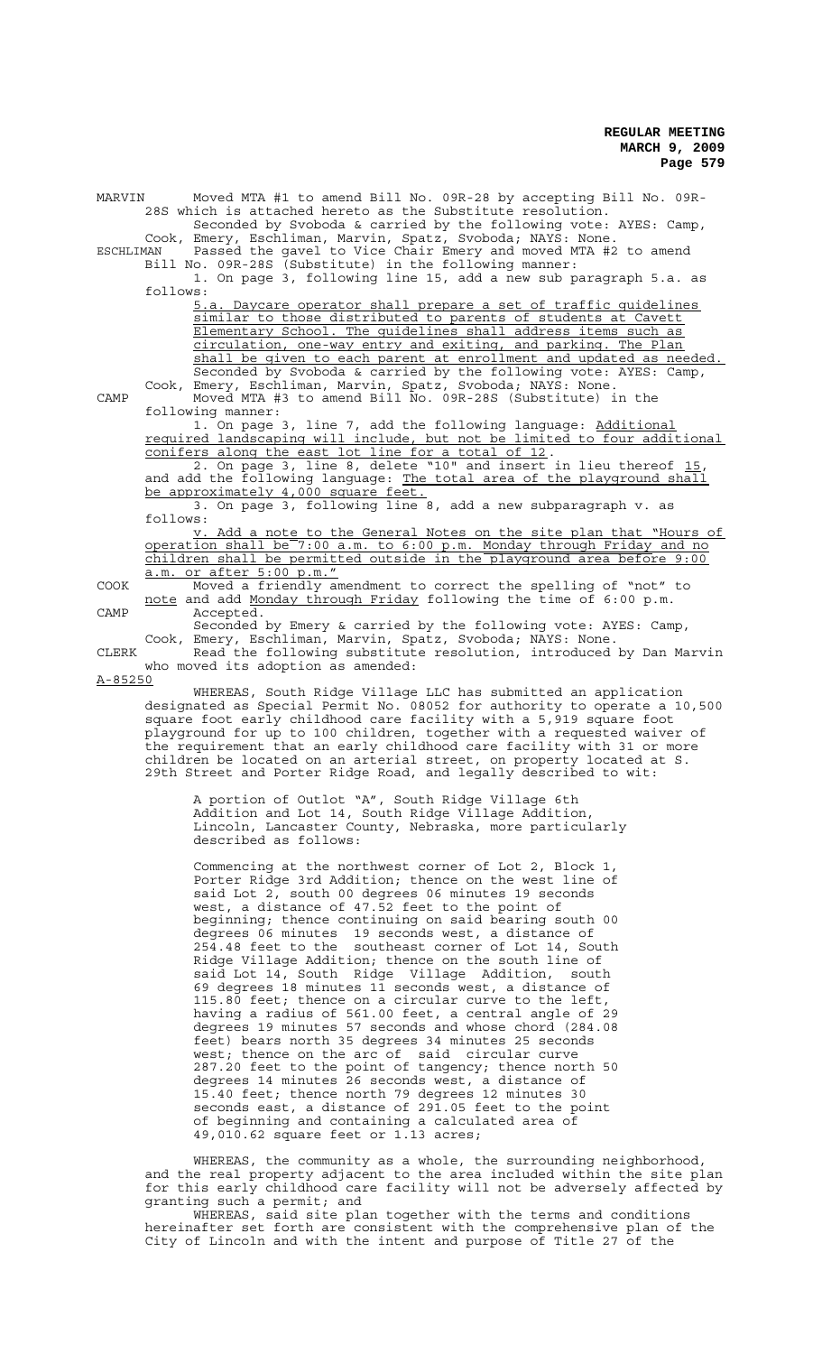MARVIN Moved MTA #1 to amend Bill No. 09R-28 by accepting Bill No. 09R-28S which is attached hereto as the Substitute resolution.

Seconded by Svoboda & carried by the following vote: AYES: Camp, Cook, Emery, Eschliman, Marvin, Spatz, Svoboda; NAYS: None.

ESCHLIMAN Passed the gavel to Vice Chair Emery and moved MTA #2 to amend Bill No. 09R-28S (Substitute) in the following manner:

1. On page 3, following line 15, add a new sub paragraph 5.a. as follows:

<u>5.a. Daycare operator shall prepare a set of traffic guidelines similar to those distributed to parents of students at Cavett Elementary School. The guidelines shall address items such as circulation, one-way entry and exiting, and parking. The Plan shall be given to each parent at enrollment and updated as needed.</u>

Seconded by Svoboda & carried by the following vote: AYES: Camp, Cook, Emery, Eschliman, Marvin, Spatz, Svoboda; NAYS: None.

CAMP Moved MTA #3 to amend Bill No. 09R-28S (Substitute) in the following manner:

1. On page 3, line 7, add the following language: <u>Additional required landscaping will include, but not be limited to four additional conifers along the east lot line for a total of 12</u>.

2. On page 3, line 8, delete "10" and insert in lieu thereof <u>15</u>, and add the following language: <u>The total area of the playground shall be approximately 4,000 square feet.</u>

3. On page 3, following line 8, add a new subparagraph v. as follows:

<u>v. Add a note to the General Notes on the site plan that "Hours of operation shall be 7:00 a.m. to 6:00 p.m. Monday through Friday and no children shall be permitted outside in the playground area before 9:00 a.m. or after 5:00 p.m."</u>

COOK Moved a friendly amendment to correct the spelling of "not" to <u>note</u> and add <u>Monday through Friday</u> following the time of 6:00 p.m.

CAMP Accepted.

Seconded by Emery & carried by the following vote: AYES: Camp, Cook, Emery, Eschliman, Marvin, Spatz, Svoboda; NAYS: None.

CLERK Read the following substitute resolution, introduced by Dan Marvin who moved its adoption as amended:

<u>A-85250</u>

WHEREAS, South Ridge Village LLC has submitted an application designated as Special Permit No. 08052 for authority to operate a 10,500 square foot early childhood care facility with a 5,919 square foot playground for up to 100 children, together with a requested waiver of the requirement that an early childhood care facility with 31 or more children be located on an arterial street, on property located at S. 29th Street and Porter Ridge Road, and legally described to wit:

> A portion of Outlot "A", South Ridge Village 6th Addition and Lot 14, South Ridge Village Addition, Lincoln, Lancaster County, Nebraska, more particularly described as follows:
>
> Commencing at the northwest corner of Lot 2, Block 1, Porter Ridge 3rd Addition; thence on the west line of said Lot 2, south 00 degrees 06 minutes 19 seconds west, a distance of 47.52 feet to the point of beginning; thence continuing on said bearing south 00 degrees 06 minutes 19 seconds west, a distance of 254.48 feet to the southeast corner of Lot 14, South Ridge Village Addition; thence on the south line of said Lot 14, South Ridge Village Addition, south 69 degrees 18 minutes 11 seconds west, a distance of 115.80 feet; thence on a circular curve to the left, having a radius of 561.00 feet, a central angle of 29 degrees 19 minutes 57 seconds and whose chord (284.08 feet) bears north 35 degrees 34 minutes 25 seconds west; thence on the arc of said circular curve 287.20 feet to the point of tangency; thence north 50 degrees 14 minutes 26 seconds west, a distance of 15.40 feet; thence north 79 degrees 12 minutes 30 seconds east, a distance of 291.05 feet to the point of beginning and containing a calculated area of 49,010.62 square feet or 1.13 acres;

WHEREAS, the community as a whole, the surrounding neighborhood, and the real property adjacent to the area included within the site plan for this early childhood care facility will not be adversely affected by granting such a permit; and

WHEREAS, said site plan together with the terms and conditions hereinafter set forth are consistent with the comprehensive plan of the City of Lincoln and with the intent and purpose of Title 27 of the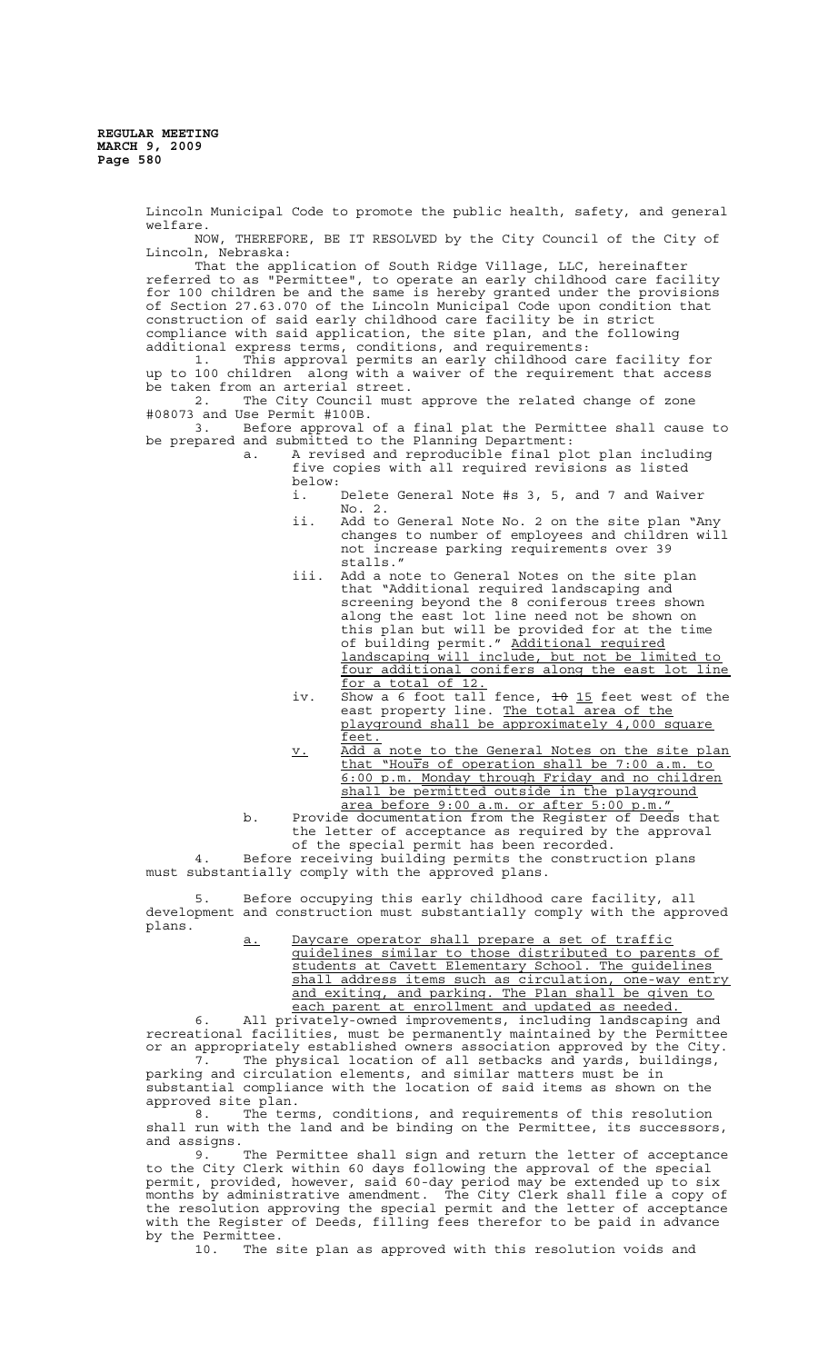Lincoln Municipal Code to promote the public health, safety, and general welfare.

NOW, THEREFORE, BE IT RESOLVED by the City Council of the City of Lincoln, Nebraska:

That the application of South Ridge Village, LLC, hereinafter referred to as "Permittee", to operate an early childhood care facility for 100 children be and the same is hereby granted under the provisions of Section 27.63.070 of the Lincoln Municipal Code upon condition that construction of said early childhood care facility be in strict compliance with said application, the site plan, and the following additional express terms, conditions, and requirements:

1. This approval permits an early childhood care facility for up to 100 children along with a waiver of the requirement that access be taken from an arterial street.

2. The City Council must approve the related change of zone #08073 and Use Permit #100B.

3. Before approval of a final plat the Permittee shall cause to be prepared and submitted to the Planning Department:

   a. A revised and reproducible final plot plan including five copies with all required revisions as listed below:

      i. Delete General Note #s 3, 5, and 7 and Waiver No. 2.

      ii. Add to General Note No. 2 on the site plan "Any changes to number of employees and children will not increase parking requirements over 39 stalls."

      iii. Add a note to General Notes on the site plan that "Additional required landscaping and screening beyond the 8 coniferous trees shown along the east lot line need not be shown on this plan but will be provided for at the time of building permit." Additional required landscaping will include, but not be limited to four additional conifers along the east lot line for a total of 12.

      iv. Show a 6 foot tall fence, ~~10~~ 15 feet west of the east property line. The total area of the playground shall be approximately 4,000 square feet.

      v. Add a note to the General Notes on the site plan that "Hours of operation shall be 7:00 a.m. to 6:00 p.m. Monday through Friday and no children shall be permitted outside in the playground area before 9:00 a.m. or after 5:00 p.m."

   b. Provide documentation from the Register of Deeds that the letter of acceptance as required by the approval of the special permit has been recorded.

4. Before receiving building permits the construction plans must substantially comply with the approved plans.

5. Before occupying this early childhood care facility, all development and construction must substantially comply with the approved plans.

   a. Daycare operator shall prepare a set of traffic guidelines similar to those distributed to parents of students at Cavett Elementary School. The guidelines shall address items such as circulation, one-way entry and exiting, and parking. The Plan shall be given to each parent at enrollment and updated as needed.

6. All privately-owned improvements, including landscaping and recreational facilities, must be permanently maintained by the Permittee or an appropriately established owners association approved by the City.

7. The physical location of all setbacks and yards, buildings, parking and circulation elements, and similar matters must be in substantial compliance with the location of said items as shown on the approved site plan.

8. The terms, conditions, and requirements of this resolution shall run with the land and be binding on the Permittee, its successors, and assigns.

9. The Permittee shall sign and return the letter of acceptance to the City Clerk within 60 days following the approval of the special permit, provided, however, said 60-day period may be extended up to six months by administrative amendment. The City Clerk shall file a copy of the resolution approving the special permit and the letter of acceptance with the Register of Deeds, filling fees therefor to be paid in advance by the Permittee.

10. The site plan as approved with this resolution voids and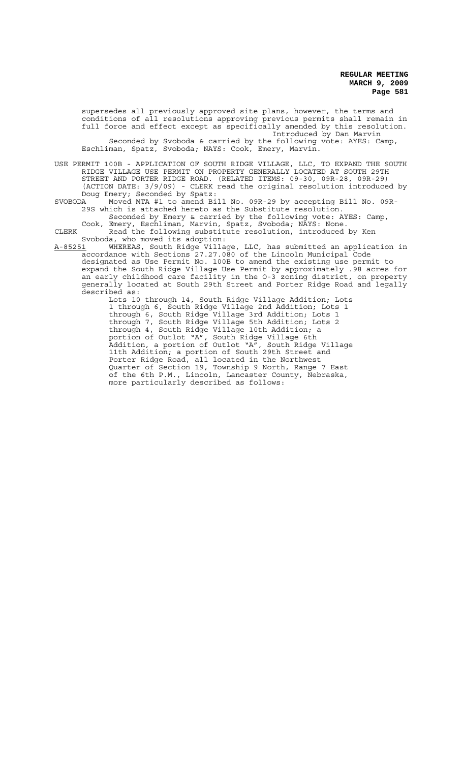supersedes all previously approved site plans, however, the terms and conditions of all resolutions approving previous permits shall remain in full force and effect except as specifically amended by this resolution.

Introduced by Dan Marvin

Seconded by Svoboda & carried by the following vote: AYES: Camp, Eschliman, Spatz, Svoboda; NAYS: Cook, Emery, Marvin.

USE PERMIT 100B - APPLICATION OF SOUTH RIDGE VILLAGE, LLC, TO EXPAND THE SOUTH RIDGE VILLAGE USE PERMIT ON PROPERTY GENERALLY LOCATED AT SOUTH 29TH STREET AND PORTER RIDGE ROAD. (RELATED ITEMS: 09-30, 09R-28, 09R-29) (ACTION DATE: 3/9/09) - CLERK read the original resolution introduced by Doug Emery; Seconded by Spatz:

SVOBODA Moved MTA #1 to amend Bill No. 09R-29 by accepting Bill No. 09R-29S which is attached hereto as the Substitute resolution.

Seconded by Emery & carried by the following vote: AYES: Camp, Cook, Emery, Eschliman, Marvin, Spatz, Svoboda; NAYS: None.

CLERK Read the following substitute resolution, introduced by Ken Svoboda, who moved its adoption:

A-85251 WHEREAS, South Ridge Village, LLC, has submitted an application in accordance with Sections 27.27.080 of the Lincoln Municipal Code designated as Use Permit No. 100B to amend the existing use permit to expand the South Ridge Village Use Permit by approximately .98 acres for an early childhood care facility in the O-3 zoning district, on property generally located at South 29th Street and Porter Ridge Road and legally described as:

> Lots 10 through 14, South Ridge Village Addition; Lots 1 through 6, South Ridge Village 2nd Addition; Lots 1 through 6, South Ridge Village 3rd Addition; Lots 1 through 7, South Ridge Village 5th Addition; Lots 2 through 4, South Ridge Village 10th Addition; a portion of Outlot "A", South Ridge Village 6th Addition, a portion of Outlot "A", South Ridge Village 11th Addition; a portion of South 29th Street and Porter Ridge Road, all located in the Northwest Quarter of Section 19, Township 9 North, Range 7 East of the 6th P.M., Lincoln, Lancaster County, Nebraska, more particularly described as follows: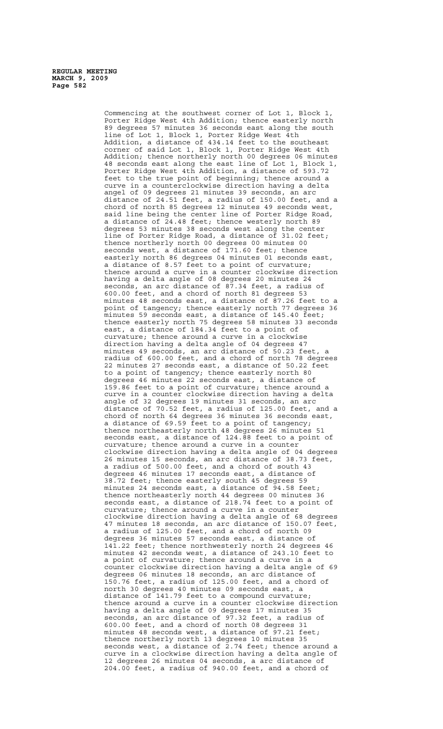Commencing at the southwest corner of Lot 1, Block 1, Porter Ridge West 4th Addition; thence easterly north 89 degrees 57 minutes 36 seconds east along the south line of Lot 1, Block 1, Porter Ridge West 4th Addition, a distance of 434.14 feet to the southeast corner of said Lot 1, Block 1, Porter Ridge West 4th Addition; thence northerly north 00 degrees 06 minutes 48 seconds east along the east line of Lot 1, Block 1, Porter Ridge West 4th Addition, a distance of 593.72 feet to the true point of beginning; thence around a curve in a counterclockwise direction having a delta angel of 09 degrees 21 minutes 39 seconds, an arc distance of 24.51 feet, a radius of 150.00 feet, and a chord of north 85 degrees 12 minutes 49 seconds west, said line being the center line of Porter Ridge Road, a distance of 24.48 feet; thence westerly north 89 degrees 53 minutes 38 seconds west along the center line of Porter Ridge Road, a distance of 31.02 feet; thence northerly north 00 degrees 00 minutes 00 seconds west, a distance of 171.60 feet; thence easterly north 86 degrees 04 minutes 01 seconds east, a distance of 8.57 feet to a point of curvature; thence around a curve in a counter clockwise direction having a delta angle of 08 degrees 20 minutes 24 seconds, an arc distance of 87.34 feet, a radius of 600.00 feet, and a chord of north 81 degrees 53 minutes 48 seconds east, a distance of 87.26 feet to a point of tangency; thence easterly north 77 degrees 36 minutes 59 seconds east, a distance of 145.40 feet; thence easterly north 75 degrees 58 minutes 33 seconds east, a distance of 184.34 feet to a point of curvature; thence around a curve in a clockwise direction having a delta angle of 04 degrees 47 minutes 49 seconds, an arc distance of 50.23 feet, a radius of 600.00 feet, and a chord of north 78 degrees 22 minutes 27 seconds east, a distance of 50.22 feet to a point of tangency; thence easterly north 80 degrees 46 minutes 22 seconds east, a distance of 159.86 feet to a point of curvature; thence around a curve in a counter clockwise direction having a delta angle of 32 degrees 19 minutes 31 seconds, an arc distance of 70.52 feet, a radius of 125.00 feet, and a chord of north 64 degrees 36 minutes 36 seconds east, a distance of 69.59 feet to a point of tangency; thence northeasterly north 48 degrees 26 minutes 51 seconds east, a distance of 124.88 feet to a point of curvature; thence around a curve in a counter clockwise direction having a delta angle of 04 degrees 26 minutes 15 seconds, an arc distance of 38.73 feet, a radius of 500.00 feet, and a chord of south 43 degrees 46 minutes 17 seconds east, a distance of 38.72 feet; thence easterly south 45 degrees 59 minutes 24 seconds east, a distance of 94.58 feet; thence northeasterly north 44 degrees 00 minutes 36 seconds east, a distance of 218.74 feet to a point of curvature; thence around a curve in a counter clockwise direction having a delta angle of 68 degrees 47 minutes 18 seconds, an arc distance of 150.07 feet, a radius of 125.00 feet, and a chord of north 09 degrees 36 minutes 57 seconds east, a distance of 141.22 feet; thence northwesterly north 24 degrees 46 minutes 42 seconds west, a distance of 243.10 feet to a point of curvature; thence around a curve in a counter clockwise direction having a delta angle of 69 degrees 06 minutes 18 seconds, an arc distance of 150.76 feet, a radius of 125.00 feet, and a chord of north 30 degrees 40 minutes 09 seconds east, a distance of 141.79 feet to a compound curvature; thence around a curve in a counter clockwise direction having a delta angle of 09 degrees 17 minutes 35 seconds, an arc distance of 97.32 feet, a radius of 600.00 feet, and a chord of north 08 degrees 31 minutes 48 seconds west, a distance of 97.21 feet; thence northerly north 13 degrees 10 minutes 35 seconds west, a distance of 2.74 feet; thence around a curve in a clockwise direction having a delta angle of 12 degrees 26 minutes 04 seconds, a arc distance of 204.00 feet, a radius of 940.00 feet, and a chord of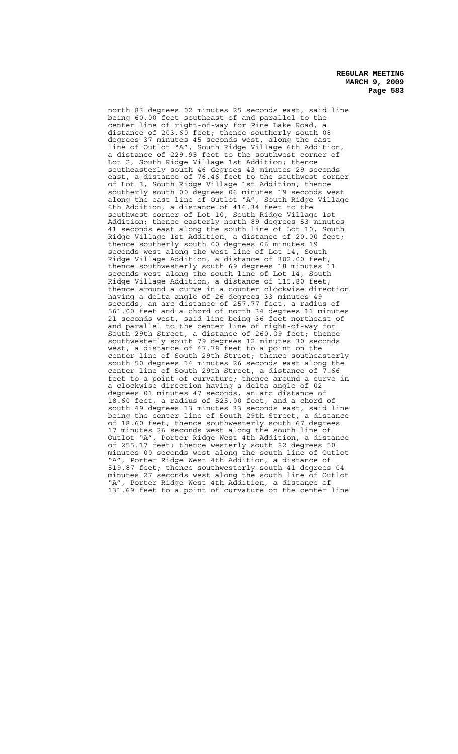north 83 degrees 02 minutes 25 seconds east, said line being 60.00 feet southeast of and parallel to the center line of right-of-way for Pine Lake Road, a distance of 203.60 feet; thence southerly south 08 degrees 37 minutes 45 seconds west, along the east line of Outlot "A", South Ridge Village 6th Addition, a distance of 229.95 feet to the southwest corner of Lot 2, South Ridge Village 1st Addition; thence southeasterly south 46 degrees 43 minutes 29 seconds east, a distance of 76.46 feet to the southwest corner of Lot 3, South Ridge Village 1st Addition; thence southerly south 00 degrees 06 minutes 19 seconds west along the east line of Outlot "A", South Ridge Village 6th Addition, a distance of 416.34 feet to the southwest corner of Lot 10, South Ridge Village 1st Addition; thence easterly north 89 degrees 53 minutes 41 seconds east along the south line of Lot 10, South Ridge Village 1st Addition, a distance of 20.00 feet; thence southerly south 00 degrees 06 minutes 19 seconds west along the west line of Lot 14, South Ridge Village Addition, a distance of 302.00 feet; thence southwesterly south 69 degrees 18 minutes 11 seconds west along the south line of Lot 14, South Ridge Village Addition, a distance of 115.80 feet; thence around a curve in a counter clockwise direction having a delta angle of 26 degrees 33 minutes 49 seconds, an arc distance of 257.77 feet, a radius of 561.00 feet and a chord of north 34 degrees 11 minutes 21 seconds west, said line being 36 feet northeast of and parallel to the center line of right-of-way for South 29th Street, a distance of 260.09 feet; thence southwesterly south 79 degrees 12 minutes 30 seconds west, a distance of 47.78 feet to a point on the center line of South 29th Street; thence southeasterly south 50 degrees 14 minutes 26 seconds east along the center line of South 29th Street, a distance of 7.66 feet to a point of curvature; thence around a curve in a clockwise direction having a delta angle of 02 degrees 01 minutes 47 seconds, an arc distance of 18.60 feet, a radius of 525.00 feet, and a chord of south 49 degrees 13 minutes 33 seconds east, said line being the center line of South 29th Street, a distance of 18.60 feet; thence southwesterly south 67 degrees 17 minutes 26 seconds west along the south line of Outlot "A", Porter Ridge West 4th Addition, a distance of 255.17 feet; thence westerly south 82 degrees 50 minutes 00 seconds west along the south line of Outlot "A", Porter Ridge West 4th Addition, a distance of 519.87 feet; thence southwesterly south 41 degrees 04 minutes 27 seconds west along the south line of Outlot "A", Porter Ridge West 4th Addition, a distance of 131.69 feet to a point of curvature on the center line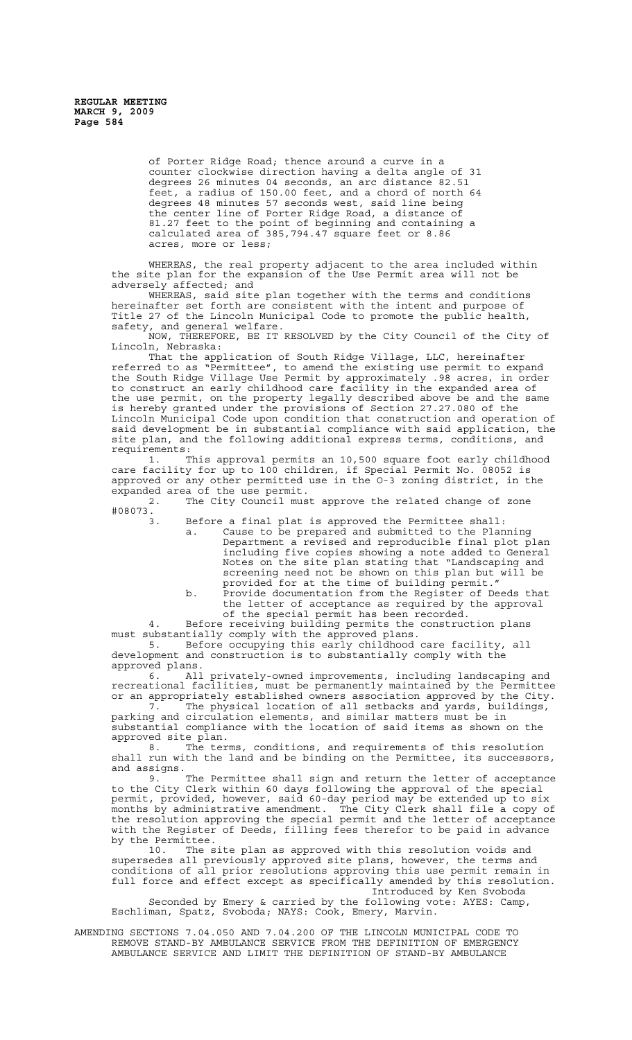of Porter Ridge Road; thence around a curve in a counter clockwise direction having a delta angle of 31 degrees 26 minutes 04 seconds, an arc distance 82.51 feet, a radius of 150.00 feet, and a chord of north 64 degrees 48 minutes 57 seconds west, said line being the center line of Porter Ridge Road, a distance of 81.27 feet to the point of beginning and containing a calculated area of 385,794.47 square feet or 8.86 acres, more or less;

WHEREAS, the real property adjacent to the area included within the site plan for the expansion of the Use Permit area will not be adversely affected; and

WHEREAS, said site plan together with the terms and conditions hereinafter set forth are consistent with the intent and purpose of Title 27 of the Lincoln Municipal Code to promote the public health, safety, and general welfare.

NOW, THEREFORE, BE IT RESOLVED by the City Council of the City of Lincoln, Nebraska:

That the application of South Ridge Village, LLC, hereinafter referred to as "Permittee", to amend the existing use permit to expand the South Ridge Village Use Permit by approximately .98 acres, in order to construct an early childhood care facility in the expanded area of the use permit, on the property legally described above be and the same is hereby granted under the provisions of Section 27.27.080 of the Lincoln Municipal Code upon condition that construction and operation of said development be in substantial compliance with said application, the site plan, and the following additional express terms, conditions, and requirements:

1. This approval permits an 10,500 square foot early childhood care facility for up to 100 children, if Special Permit No. 08052 is approved or any other permitted use in the O-3 zoning district, in the expanded area of the use permit.

2. The City Council must approve the related change of zone #08073.

3. Before a final plat is approved the Permittee shall:

   a. Cause to be prepared and submitted to the Planning Department a revised and reproducible final plot plan including five copies showing a note added to General Notes on the site plan stating that "Landscaping and screening need not be shown on this plan but will be provided for at the time of building permit."

   b. Provide documentation from the Register of Deeds that the letter of acceptance as required by the approval of the special permit has been recorded.

4. Before receiving building permits the construction plans must substantially comply with the approved plans.

5. Before occupying this early childhood care facility, all development and construction is to substantially comply with the approved plans.

6. All privately-owned improvements, including landscaping and recreational facilities, must be permanently maintained by the Permittee or an appropriately established owners association approved by the City.

7. The physical location of all setbacks and yards, buildings, parking and circulation elements, and similar matters must be in substantial compliance with the location of said items as shown on the approved site plan.

8. The terms, conditions, and requirements of this resolution shall run with the land and be binding on the Permittee, its successors, and assigns.

9. The Permittee shall sign and return the letter of acceptance to the City Clerk within 60 days following the approval of the special permit, provided, however, said 60-day period may be extended up to six months by administrative amendment. The City Clerk shall file a copy of the resolution approving the special permit and the letter of acceptance with the Register of Deeds, filling fees therefor to be paid in advance by the Permittee.

10. The site plan as approved with this resolution voids and supersedes all previously approved site plans, however, the terms and conditions of all prior resolutions approving this use permit remain in full force and effect except as specifically amended by this resolution.

Introduced by Ken Svoboda

Seconded by Emery & carried by the following vote: AYES: Camp, Eschliman, Spatz, Svoboda; NAYS: Cook, Emery, Marvin.

AMENDING SECTIONS 7.04.050 AND 7.04.200 OF THE LINCOLN MUNICIPAL CODE TO REMOVE STAND-BY AMBULANCE SERVICE FROM THE DEFINITION OF EMERGENCY AMBULANCE SERVICE AND LIMIT THE DEFINITION OF STAND-BY AMBULANCE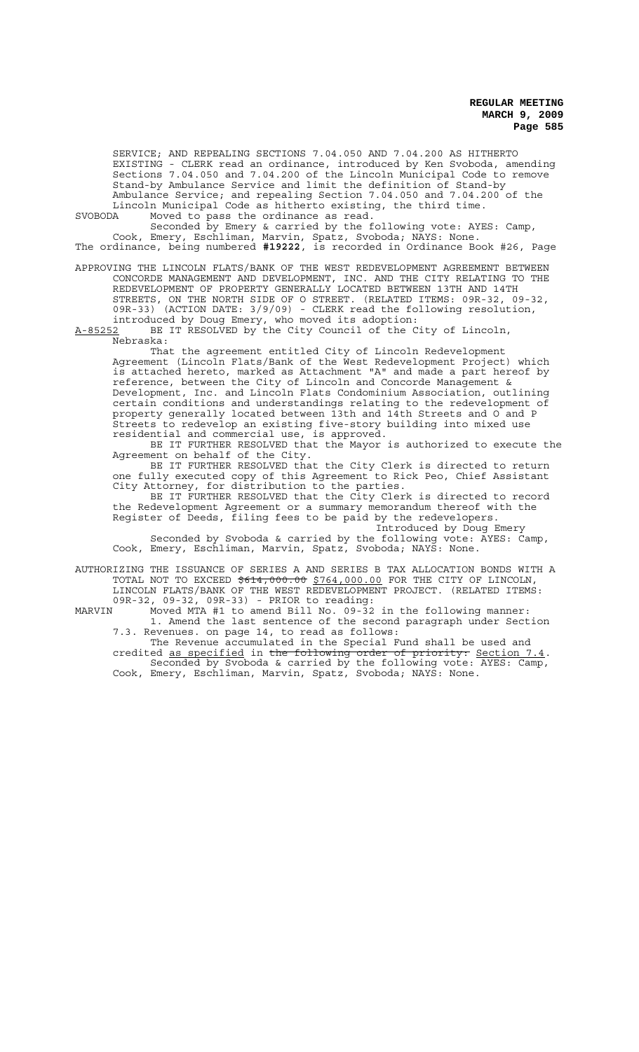SERVICE; AND REPEALING SECTIONS 7.04.050 AND 7.04.200 AS HITHERTO EXISTING - CLERK read an ordinance, introduced by Ken Svoboda, amending Sections 7.04.050 and 7.04.200 of the Lincoln Municipal Code to remove Stand-by Ambulance Service and limit the definition of Stand-by Ambulance Service; and repealing Section 7.04.050 and 7.04.200 of the Lincoln Municipal Code as hitherto existing, the third time.

SVOBODA Moved to pass the ordinance as read.

Seconded by Emery & carried by the following vote: AYES: Camp, Cook, Emery, Eschliman, Marvin, Spatz, Svoboda; NAYS: None.

The ordinance, being numbered **#19222**, is recorded in Ordinance Book #26, Page

APPROVING THE LINCOLN FLATS/BANK OF THE WEST REDEVELOPMENT AGREEMENT BETWEEN CONCORDE MANAGEMENT AND DEVELOPMENT, INC. AND THE CITY RELATING TO THE REDEVELOPMENT OF PROPERTY GENERALLY LOCATED BETWEEN 13TH AND 14TH STREETS, ON THE NORTH SIDE OF O STREET. (RELATED ITEMS: 09R-32, 09-32, 09R-33) (ACTION DATE: 3/9/09) - CLERK read the following resolution, introduced by Doug Emery, who moved its adoption:

A-85252 BE IT RESOLVED by the City Council of the City of Lincoln, Nebraska:

That the agreement entitled City of Lincoln Redevelopment Agreement (Lincoln Flats/Bank of the West Redevelopment Project) which is attached hereto, marked as Attachment "A" and made a part hereof by reference, between the City of Lincoln and Concorde Management & Development, Inc. and Lincoln Flats Condominium Association, outlining certain conditions and understandings relating to the redevelopment of property generally located between 13th and 14th Streets and O and P Streets to redevelop an existing five-story building into mixed use residential and commercial use, is approved.

BE IT FURTHER RESOLVED that the Mayor is authorized to execute the Agreement on behalf of the City.

BE IT FURTHER RESOLVED that the City Clerk is directed to return one fully executed copy of this Agreement to Rick Peo, Chief Assistant City Attorney, for distribution to the parties.

BE IT FURTHER RESOLVED that the City Clerk is directed to record the Redevelopment Agreement or a summary memorandum thereof with the Register of Deeds, filing fees to be paid by the redevelopers.

Introduced by Doug Emery

Seconded by Svoboda & carried by the following vote: AYES: Camp, Cook, Emery, Eschliman, Marvin, Spatz, Svoboda; NAYS: None.

AUTHORIZING THE ISSUANCE OF SERIES A AND SERIES B TAX ALLOCATION BONDS WITH A TOTAL NOT TO EXCEED ~~$614,000.00~~ <u>$764,000.00</u> FOR THE CITY OF LINCOLN, LINCOLN FLATS/BANK OF THE WEST REDEVELOPMENT PROJECT. (RELATED ITEMS: 09R-32, 09-32, 09R-33) - PRIOR to reading:

MARVIN Moved MTA #1 to amend Bill No. 09-32 in the following manner:

1. Amend the last sentence of the second paragraph under Section 7.3. Revenues. on page 14, to read as follows:

The Revenue accumulated in the Special Fund shall be used and credited <u>as specified</u> in ~~the following order of priority:~~ <u>Section 7.4</u>.

Seconded by Svoboda & carried by the following vote: AYES: Camp, Cook, Emery, Eschliman, Marvin, Spatz, Svoboda; NAYS: None.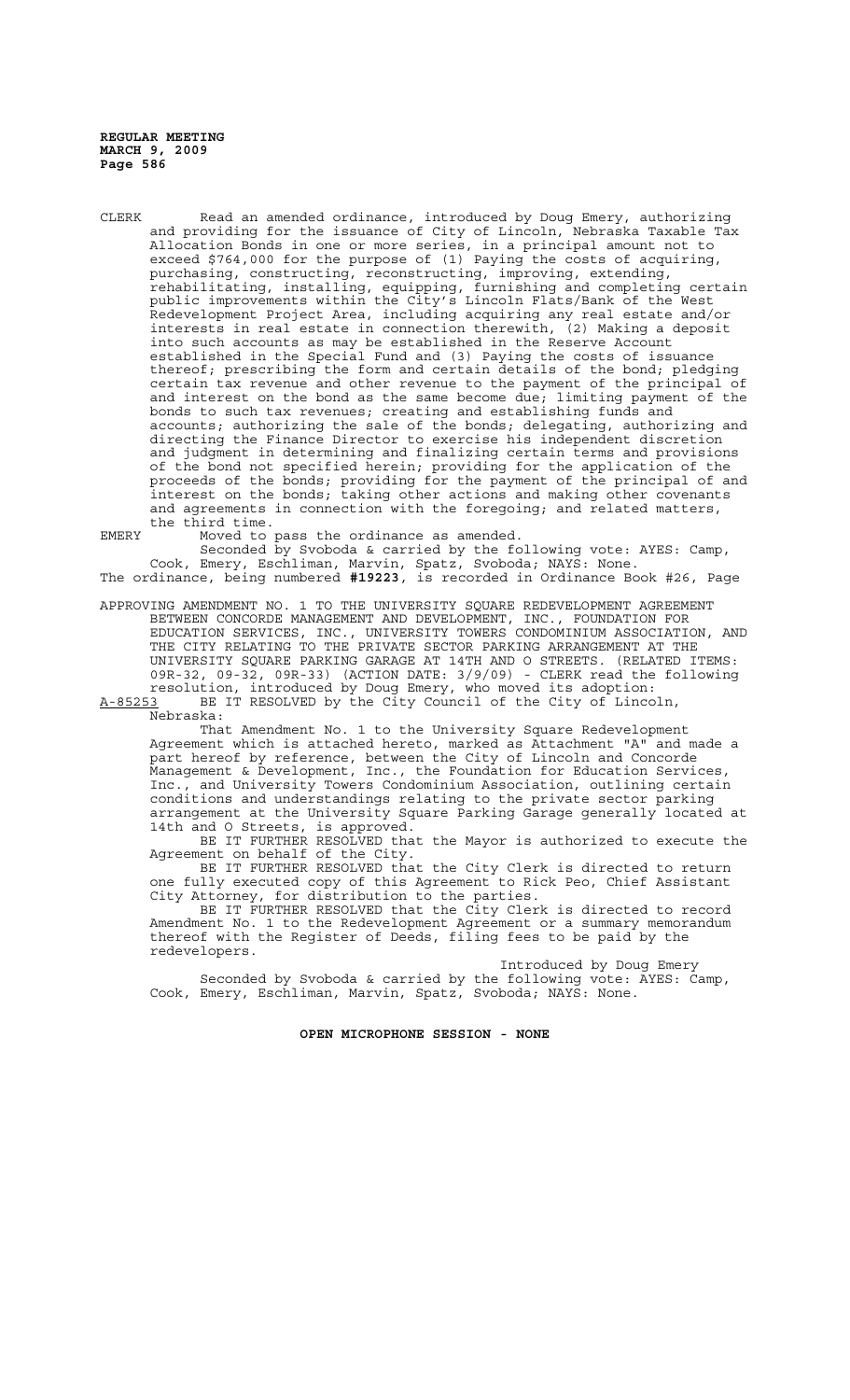CLERK Read an amended ordinance, introduced by Doug Emery, authorizing and providing for the issuance of City of Lincoln, Nebraska Taxable Tax Allocation Bonds in one or more series, in a principal amount not to exceed $764,000 for the purpose of (1) Paying the costs of acquiring, purchasing, constructing, reconstructing, improving, extending, rehabilitating, installing, equipping, furnishing and completing certain public improvements within the City's Lincoln Flats/Bank of the West Redevelopment Project Area, including acquiring any real estate and/or interests in real estate in connection therewith, (2) Making a deposit into such accounts as may be established in the Reserve Account established in the Special Fund and (3) Paying the costs of issuance thereof; prescribing the form and certain details of the bond; pledging certain tax revenue and other revenue to the payment of the principal of and interest on the bond as the same become due; limiting payment of the bonds to such tax revenues; creating and establishing funds and accounts; authorizing the sale of the bonds; delegating, authorizing and directing the Finance Director to exercise his independent discretion and judgment in determining and finalizing certain terms and provisions of the bond not specified herein; providing for the application of the proceeds of the bonds; providing for the payment of the principal of and interest on the bonds; taking other actions and making other covenants and agreements in connection with the foregoing; and related matters, the third time.

EMERY Moved to pass the ordinance as amended.

Seconded by Svoboda & carried by the following vote: AYES: Camp, Cook, Emery, Eschliman, Marvin, Spatz, Svoboda; NAYS: None.

The ordinance, being numbered **#19223**, is recorded in Ordinance Book #26, Page

APPROVING AMENDMENT NO. 1 TO THE UNIVERSITY SQUARE REDEVELOPMENT AGREEMENT BETWEEN CONCORDE MANAGEMENT AND DEVELOPMENT, INC., FOUNDATION FOR EDUCATION SERVICES, INC., UNIVERSITY TOWERS CONDOMINIUM ASSOCIATION, AND THE CITY RELATING TO THE PRIVATE SECTOR PARKING ARRANGEMENT AT THE UNIVERSITY SQUARE PARKING GARAGE AT 14TH AND O STREETS. (RELATED ITEMS: 09R-32, 09-32, 09R-33) (ACTION DATE: 3/9/09) - CLERK read the following resolution, introduced by Doug Emery, who moved its adoption:

A-85253 BE IT RESOLVED by the City Council of the City of Lincoln, Nebraska:

That Amendment No. 1 to the University Square Redevelopment Agreement which is attached hereto, marked as Attachment "A" and made a part hereof by reference, between the City of Lincoln and Concorde Management & Development, Inc., the Foundation for Education Services, Inc., and University Towers Condominium Association, outlining certain conditions and understandings relating to the private sector parking arrangement at the University Square Parking Garage generally located at 14th and O Streets, is approved.

BE IT FURTHER RESOLVED that the Mayor is authorized to execute the Agreement on behalf of the City.

BE IT FURTHER RESOLVED that the City Clerk is directed to return one fully executed copy of this Agreement to Rick Peo, Chief Assistant City Attorney, for distribution to the parties.

BE IT FURTHER RESOLVED that the City Clerk is directed to record Amendment No. 1 to the Redevelopment Agreement or a summary memorandum thereof with the Register of Deeds, filing fees to be paid by the redevelopers.

Introduced by Doug Emery

Seconded by Svoboda & carried by the following vote: AYES: Camp, Cook, Emery, Eschliman, Marvin, Spatz, Svoboda; NAYS: None.

**OPEN MICROPHONE SESSION - NONE**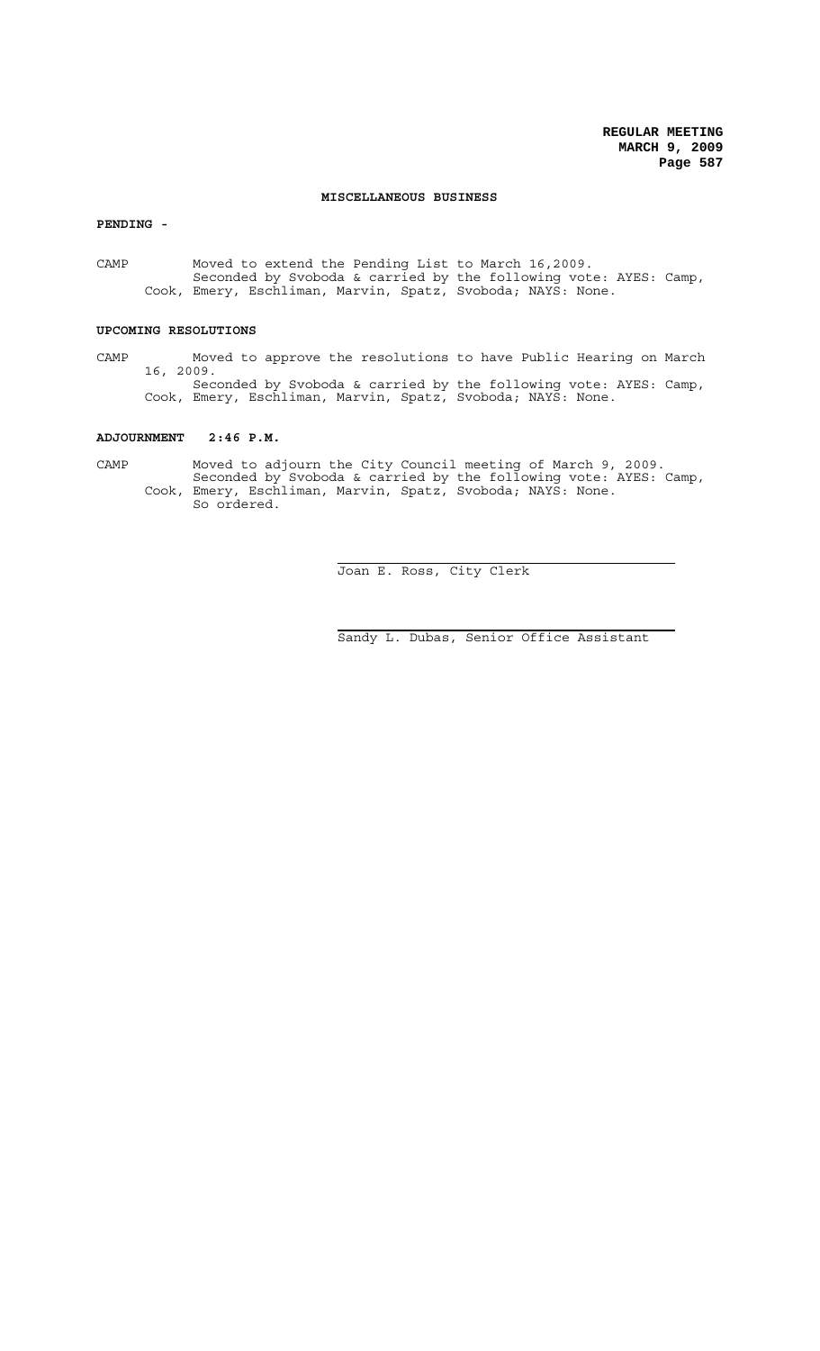**MISCELLANEOUS BUSINESS**

**PENDING -**

CAMP Moved to extend the Pending List to March 16,2009.
Seconded by Svoboda & carried by the following vote: AYES: Camp, Cook, Emery, Eschliman, Marvin, Spatz, Svoboda; NAYS: None.

**UPCOMING RESOLUTIONS**

CAMP Moved to approve the resolutions to have Public Hearing on March 16, 2009.
Seconded by Svoboda & carried by the following vote: AYES: Camp, Cook, Emery, Eschliman, Marvin, Spatz, Svoboda; NAYS: None.

**ADJOURNMENT 2:46 P.M.**

CAMP Moved to adjourn the City Council meeting of March 9, 2009.
Seconded by Svoboda & carried by the following vote: AYES: Camp, Cook, Emery, Eschliman, Marvin, Spatz, Svoboda; NAYS: None.
So ordered.

Joan E. Ross, City Clerk

Sandy L. Dubas, Senior Office Assistant